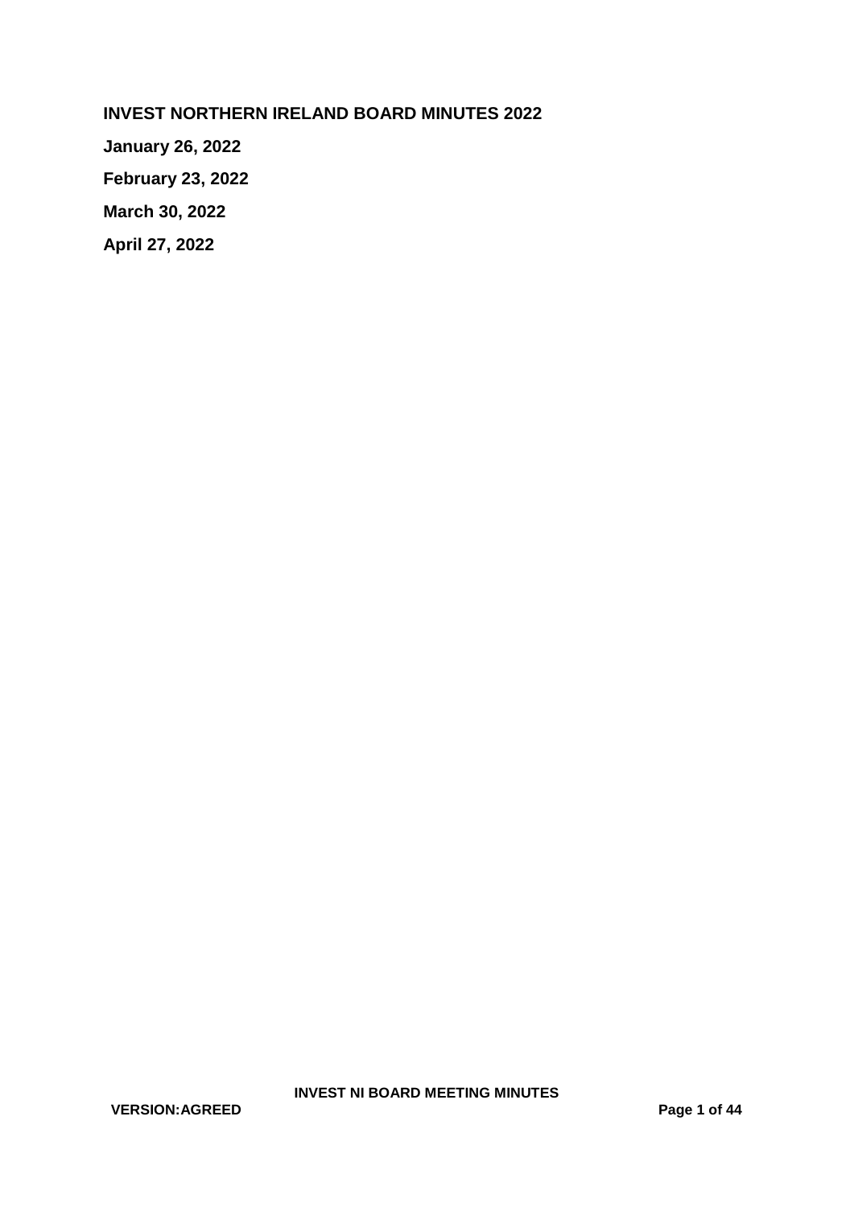# INVEST NORTHERN IRELAND BOARD MINUTES 2022

**January 26, 2022**

**February 23, 2022**

**March 30, 2022**

**April 27, 2022**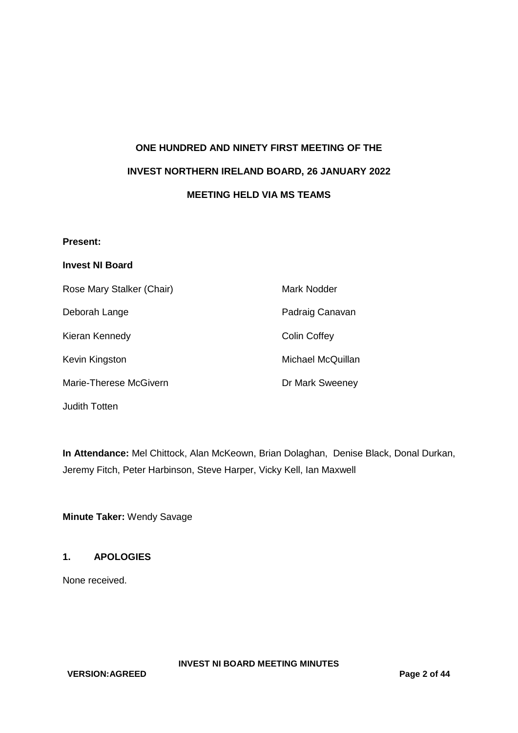**ONE HUNDRED AND NINETY FIRST MEETING OF THE**

**INVEST NORTHERN IRELAND BOARD, 26 JANUARY 2022**

**MEETING HELD VIA MS TEAMS**

**Present:**

**Invest NI Board**

Rose Mary Stalker (Chair)

Deborah Lange

Kieran Kennedy

Kevin Kingston

Marie-Therese McGivern

Judith Totten

Mark Nodder

Padraig Canavan

Colin Coffey

Michael McQuillan

Dr Mark Sweeney

**In Attendance:** Mel Chittock, Alan McKeown, Brian Dolaghan, Denise Black, Donal Durkan, Jeremy Fitch, Peter Harbinson, Steve Harper, Vicky Kell, Ian Maxwell

**Minute Taker:** Wendy Savage

## 1. APOLOGIES

None received.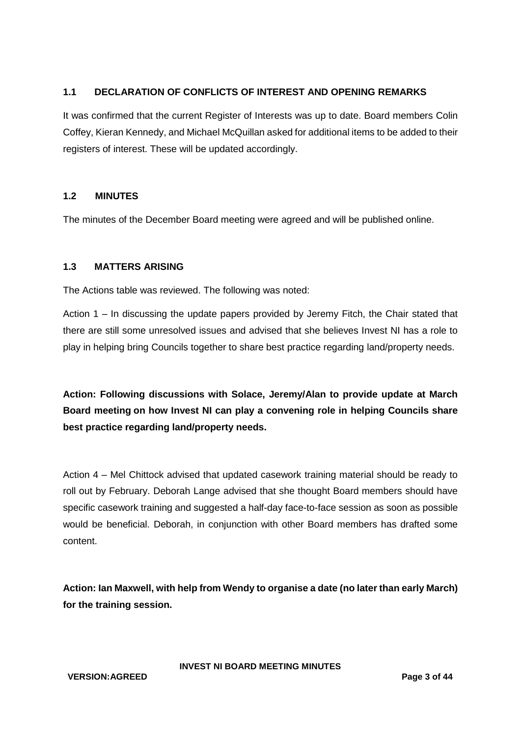## 1.1 DECLARATION OF CONFLICTS OF INTEREST AND OPENING REMARKS

It was confirmed that the current Register of Interests was up to date. Board members Colin Coffey, Kieran Kennedy, and Michael McQuillan asked for additional items to be added to their registers of interest. These will be updated accordingly.

## 1.2 MINUTES

The minutes of the December Board meeting were agreed and will be published online.

## 1.3 MATTERS ARISING

The Actions table was reviewed. The following was noted:

Action 1 – In discussing the update papers provided by Jeremy Fitch, the Chair stated that there are still some unresolved issues and advised that she believes Invest NI has a role to play in helping bring Councils together to share best practice regarding land/property needs.

**Action: Following discussions with Solace, Jeremy/Alan to provide update at March Board meeting on how Invest NI can play a convening role in helping Councils share best practice regarding land/property needs.**

Action 4 – Mel Chittock advised that updated casework training material should be ready to roll out by February. Deborah Lange advised that she thought Board members should have specific casework training and suggested a half-day face-to-face session as soon as possible would be beneficial. Deborah, in conjunction with other Board members has drafted some content.

**Action: Ian Maxwell, with help from Wendy to organise a date (no later than early March) for the training session.**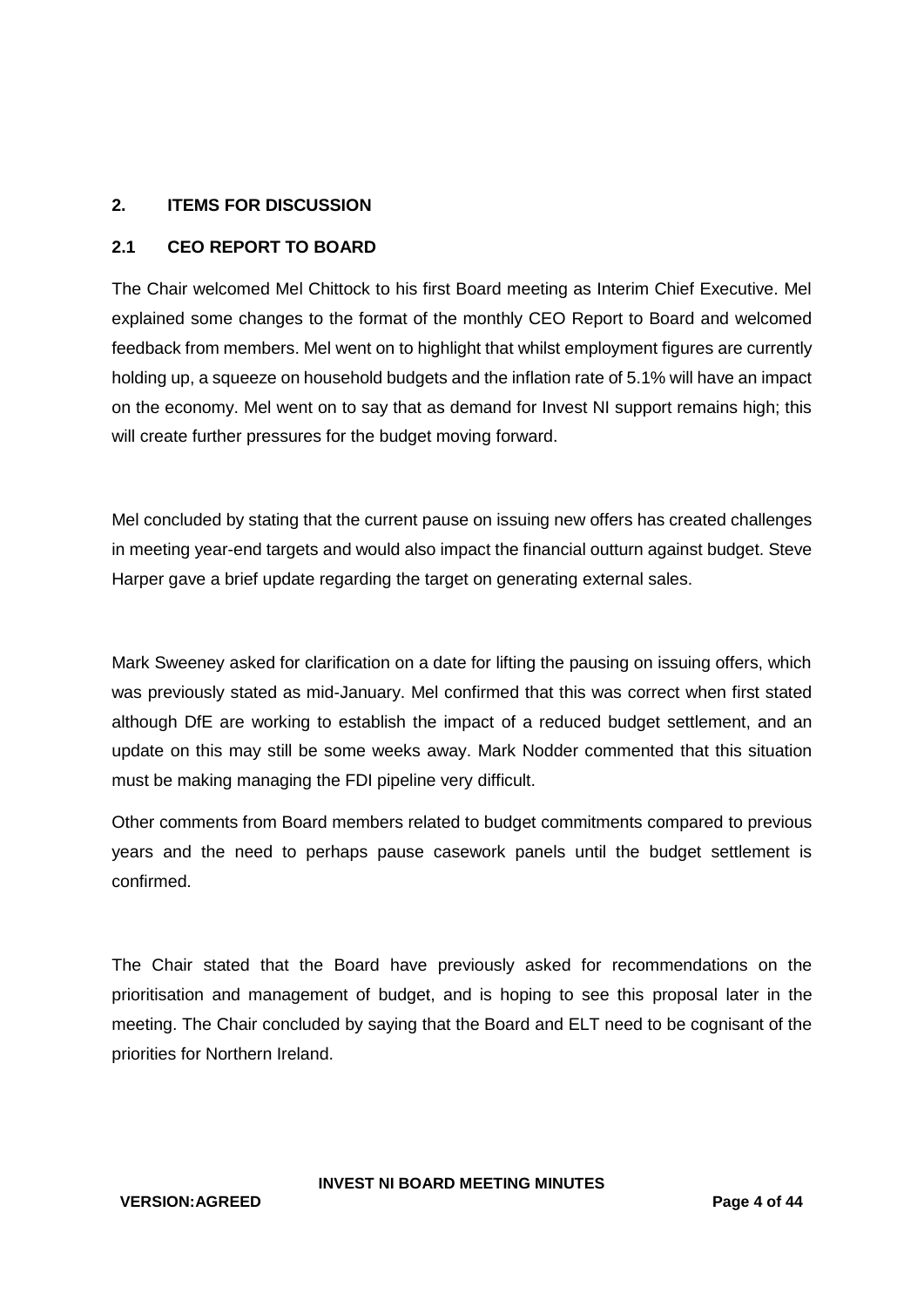## 2. ITEMS FOR DISCUSSION

### 2.1 CEO REPORT TO BOARD

The Chair welcomed Mel Chittock to his first Board meeting as Interim Chief Executive. Mel explained some changes to the format of the monthly CEO Report to Board and welcomed feedback from members. Mel went on to highlight that whilst employment figures are currently holding up, a squeeze on household budgets and the inflation rate of 5.1% will have an impact on the economy. Mel went on to say that as demand for Invest NI support remains high; this will create further pressures for the budget moving forward.

Mel concluded by stating that the current pause on issuing new offers has created challenges in meeting year-end targets and would also impact the financial outturn against budget. Steve Harper gave a brief update regarding the target on generating external sales.

Mark Sweeney asked for clarification on a date for lifting the pausing on issuing offers, which was previously stated as mid-January. Mel confirmed that this was correct when first stated although DfE are working to establish the impact of a reduced budget settlement, and an update on this may still be some weeks away. Mark Nodder commented that this situation must be making managing the FDI pipeline very difficult.

Other comments from Board members related to budget commitments compared to previous years and the need to perhaps pause casework panels until the budget settlement is confirmed.

The Chair stated that the Board have previously asked for recommendations on the prioritisation and management of budget, and is hoping to see this proposal later in the meeting. The Chair concluded by saying that the Board and ELT need to be cognisant of the priorities for Northern Ireland.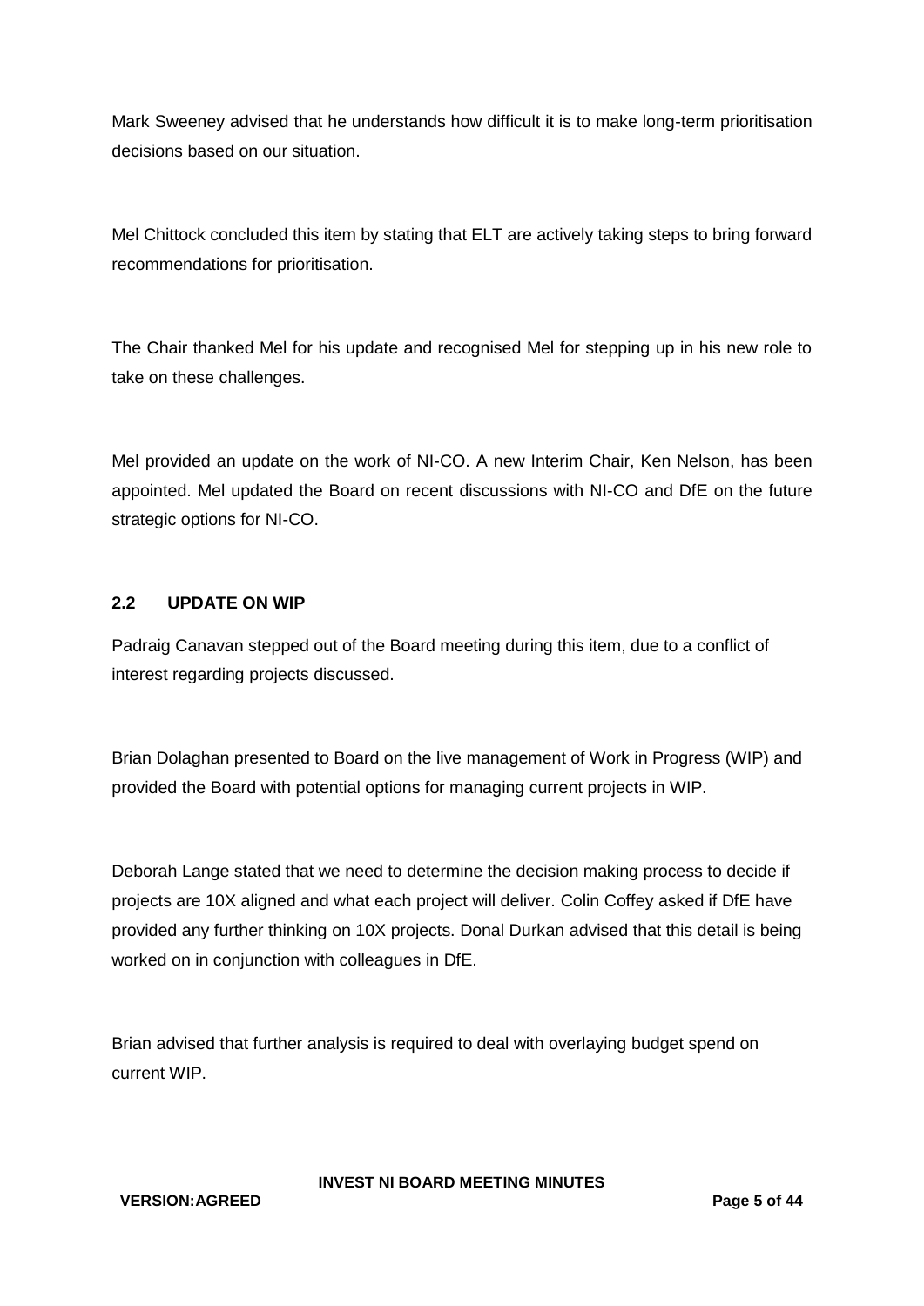Mark Sweeney advised that he understands how difficult it is to make long-term prioritisation decisions based on our situation.

Mel Chittock concluded this item by stating that ELT are actively taking steps to bring forward recommendations for prioritisation.

The Chair thanked Mel for his update and recognised Mel for stepping up in his new role to take on these challenges.

Mel provided an update on the work of NI-CO. A new Interim Chair, Ken Nelson, has been appointed. Mel updated the Board on recent discussions with NI-CO and DfE on the future strategic options for NI-CO.

## 2.2 UPDATE ON WIP

Padraig Canavan stepped out of the Board meeting during this item, due to a conflict of interest regarding projects discussed.

Brian Dolaghan presented to Board on the live management of Work in Progress (WIP) and provided the Board with potential options for managing current projects in WIP.

Deborah Lange stated that we need to determine the decision making process to decide if projects are 10X aligned and what each project will deliver. Colin Coffey asked if DfE have provided any further thinking on 10X projects. Donal Durkan advised that this detail is being worked on in conjunction with colleagues in DfE.

Brian advised that further analysis is required to deal with overlaying budget spend on current WIP.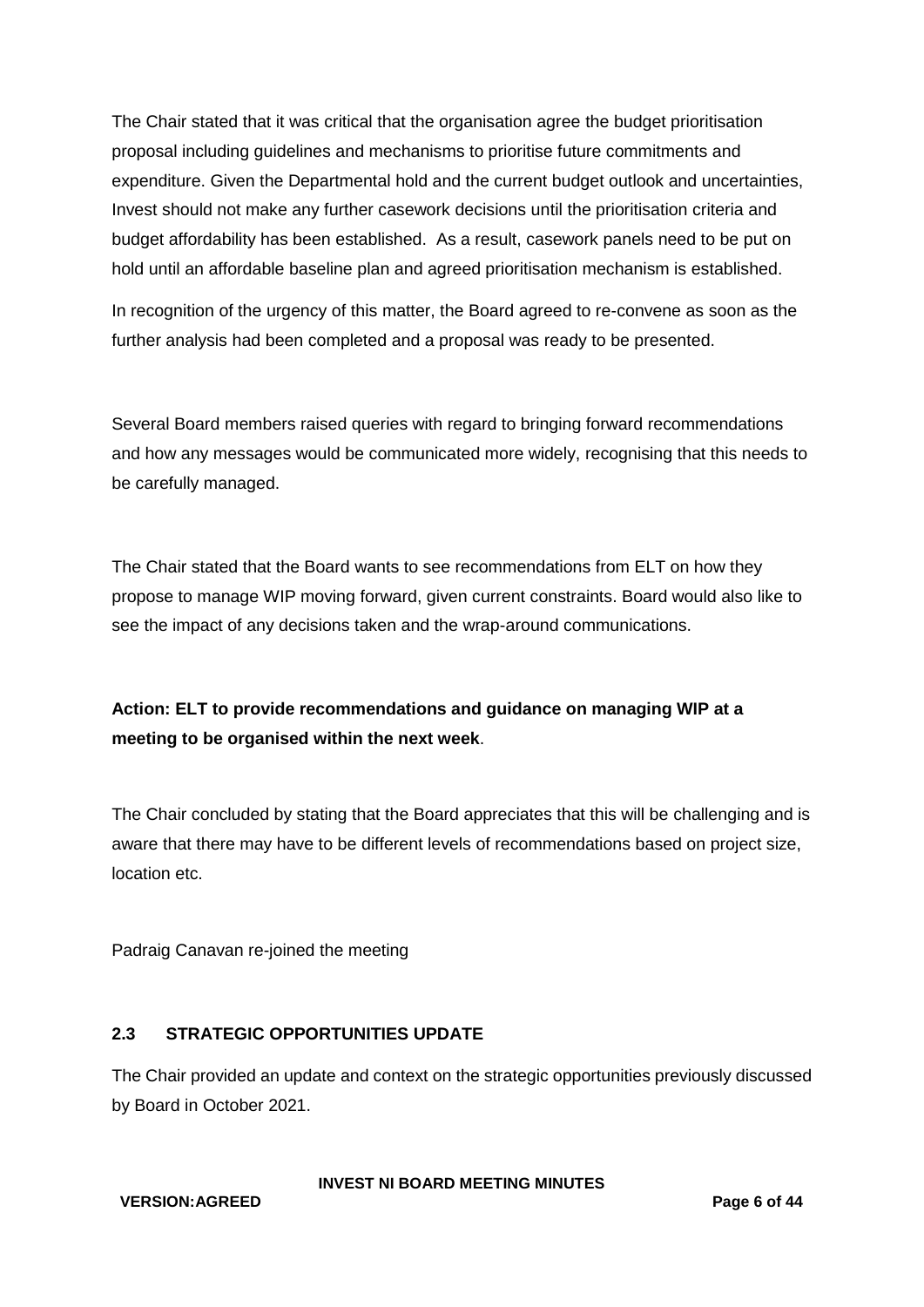The Chair stated that it was critical that the organisation agree the budget prioritisation proposal including guidelines and mechanisms to prioritise future commitments and expenditure. Given the Departmental hold and the current budget outlook and uncertainties, Invest should not make any further casework decisions until the prioritisation criteria and budget affordability has been established. As a result, casework panels need to be put on hold until an affordable baseline plan and agreed prioritisation mechanism is established.

In recognition of the urgency of this matter, the Board agreed to re-convene as soon as the further analysis had been completed and a proposal was ready to be presented.

Several Board members raised queries with regard to bringing forward recommendations and how any messages would be communicated more widely, recognising that this needs to be carefully managed.

The Chair stated that the Board wants to see recommendations from ELT on how they propose to manage WIP moving forward, given current constraints. Board would also like to see the impact of any decisions taken and the wrap-around communications.

**Action: ELT to provide recommendations and guidance on managing WIP at a meeting to be organised within the next week**.

The Chair concluded by stating that the Board appreciates that this will be challenging and is aware that there may have to be different levels of recommendations based on project size, location etc.

Padraig Canavan re-joined the meeting

### 2.3 STRATEGIC OPPORTUNITIES UPDATE

The Chair provided an update and context on the strategic opportunities previously discussed by Board in October 2021.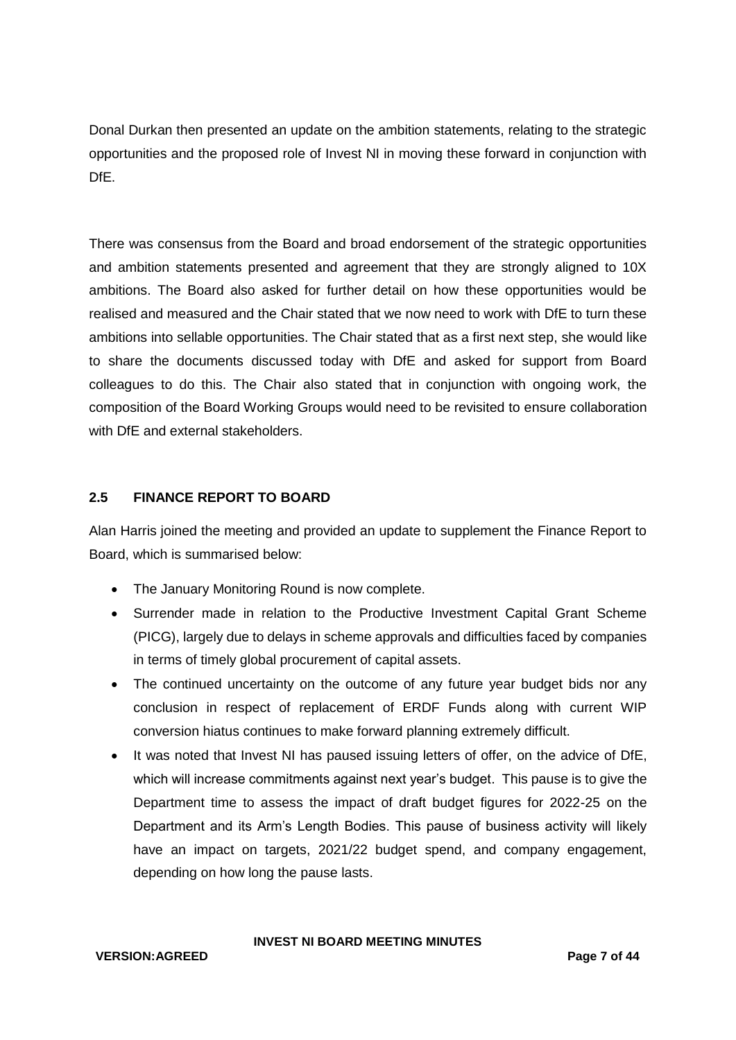Donal Durkan then presented an update on the ambition statements, relating to the strategic opportunities and the proposed role of Invest NI in moving these forward in conjunction with DfE.

There was consensus from the Board and broad endorsement of the strategic opportunities and ambition statements presented and agreement that they are strongly aligned to 10X ambitions. The Board also asked for further detail on how these opportunities would be realised and measured and the Chair stated that we now need to work with DfE to turn these ambitions into sellable opportunities. The Chair stated that as a first next step, she would like to share the documents discussed today with DfE and asked for support from Board colleagues to do this. The Chair also stated that in conjunction with ongoing work, the composition of the Board Working Groups would need to be revisited to ensure collaboration with DfE and external stakeholders.

## 2.5 FINANCE REPORT TO BOARD

Alan Harris joined the meeting and provided an update to supplement the Finance Report to Board, which is summarised below:

- The January Monitoring Round is now complete.
- Surrender made in relation to the Productive Investment Capital Grant Scheme (PICG), largely due to delays in scheme approvals and difficulties faced by companies in terms of timely global procurement of capital assets.
- The continued uncertainty on the outcome of any future year budget bids nor any conclusion in respect of replacement of ERDF Funds along with current WIP conversion hiatus continues to make forward planning extremely difficult.
- It was noted that Invest NI has paused issuing letters of offer, on the advice of DfE, which will increase commitments against next year's budget. This pause is to give the Department time to assess the impact of draft budget figures for 2022-25 on the Department and its Arm's Length Bodies. This pause of business activity will likely have an impact on targets, 2021/22 budget spend, and company engagement, depending on how long the pause lasts.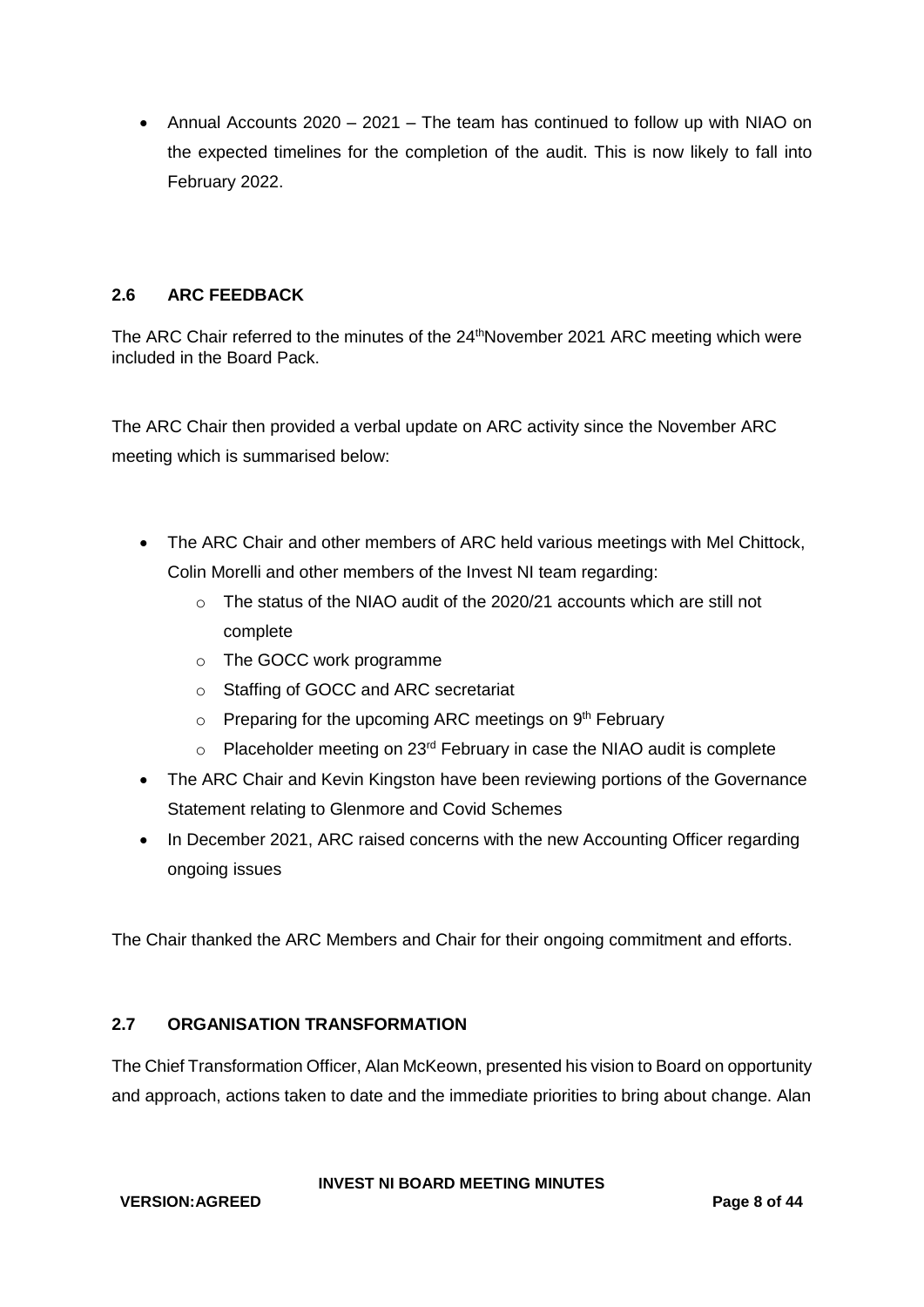- Annual Accounts 2020 – 2021 – The team has continued to follow up with NIAO on the expected timelines for the completion of the audit. This is now likely to fall into February 2022.

## 2.6 ARC FEEDBACK

The ARC Chair referred to the minutes of the 24thNovember 2021 ARC meeting which were included in the Board Pack.

The ARC Chair then provided a verbal update on ARC activity since the November ARC meeting which is summarised below:

- The ARC Chair and other members of ARC held various meetings with Mel Chittock, Colin Morelli and other members of the Invest NI team regarding:
  - The status of the NIAO audit of the 2020/21 accounts which are still not complete
  - The GOCC work programme
  - Staffing of GOCC and ARC secretariat
  - Preparing for the upcoming ARC meetings on 9th February
  - Placeholder meeting on 23rd February in case the NIAO audit is complete
- The ARC Chair and Kevin Kingston have been reviewing portions of the Governance Statement relating to Glenmore and Covid Schemes
- In December 2021, ARC raised concerns with the new Accounting Officer regarding ongoing issues

The Chair thanked the ARC Members and Chair for their ongoing commitment and efforts.

## 2.7 ORGANISATION TRANSFORMATION

The Chief Transformation Officer, Alan McKeown, presented his vision to Board on opportunity and approach, actions taken to date and the immediate priorities to bring about change. Alan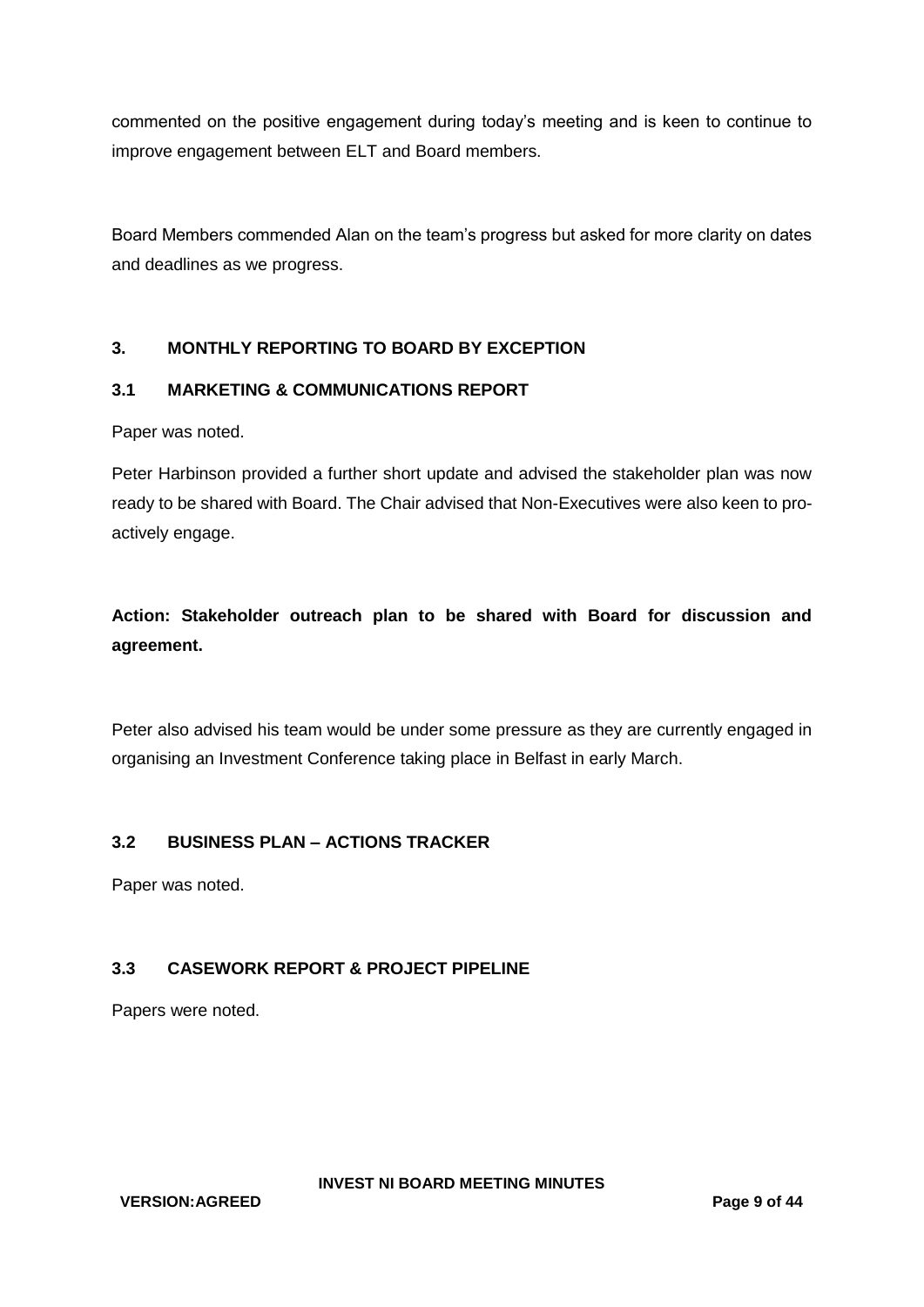commented on the positive engagement during today's meeting and is keen to continue to improve engagement between ELT and Board members.

Board Members commended Alan on the team's progress but asked for more clarity on dates and deadlines as we progress.

## 3. MONTHLY REPORTING TO BOARD BY EXCEPTION

### 3.1 MARKETING & COMMUNICATIONS REPORT

Paper was noted.

Peter Harbinson provided a further short update and advised the stakeholder plan was now ready to be shared with Board. The Chair advised that Non-Executives were also keen to pro-actively engage.

**Action: Stakeholder outreach plan to be shared with Board for discussion and agreement.**

Peter also advised his team would be under some pressure as they are currently engaged in organising an Investment Conference taking place in Belfast in early March.

### 3.2 BUSINESS PLAN – ACTIONS TRACKER

Paper was noted.

### 3.3 CASEWORK REPORT & PROJECT PIPELINE

Papers were noted.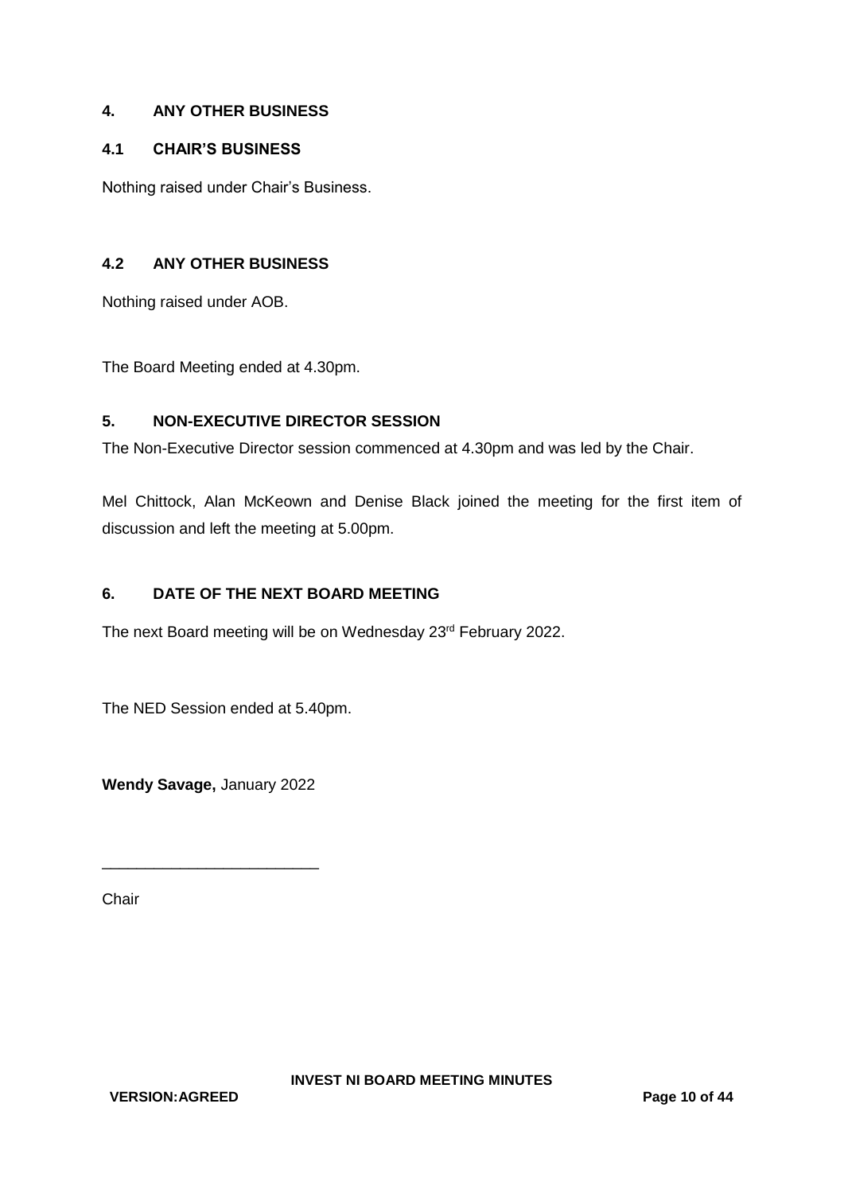## 4. ANY OTHER BUSINESS

### 4.1 CHAIR'S BUSINESS

Nothing raised under Chair's Business.

### 4.2 ANY OTHER BUSINESS

Nothing raised under AOB.

The Board Meeting ended at 4.30pm.

## 5. NON-EXECUTIVE DIRECTOR SESSION

The Non-Executive Director session commenced at 4.30pm and was led by the Chair.

Mel Chittock, Alan McKeown and Denise Black joined the meeting for the first item of discussion and left the meeting at 5.00pm.

## 6. DATE OF THE NEXT BOARD MEETING

The next Board meeting will be on Wednesday 23rd February 2022.

The NED Session ended at 5.40pm.

**Wendy Savage,** January 2022

________________________

Chair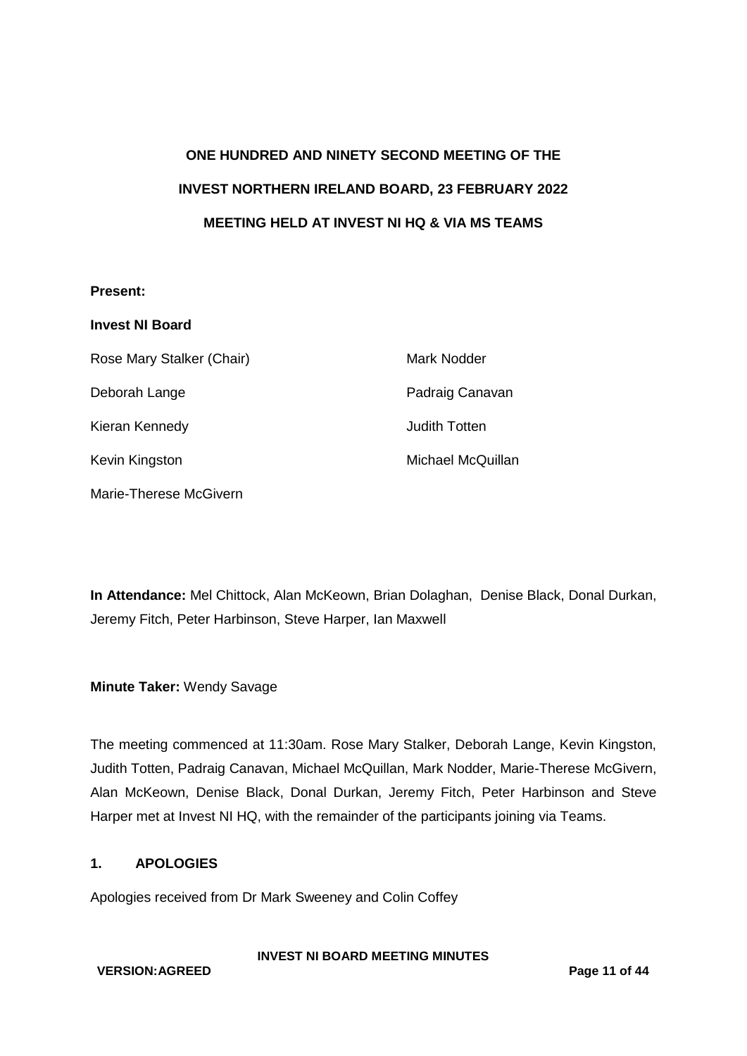**ONE HUNDRED AND NINETY SECOND MEETING OF THE**

**INVEST NORTHERN IRELAND BOARD, 23 FEBRUARY 2022**

**MEETING HELD AT INVEST NI HQ & VIA MS TEAMS**

**Present:**

**Invest NI Board**

| | |
|---|---|
| Rose Mary Stalker (Chair) | Mark Nodder |
| Deborah Lange | Padraig Canavan |
| Kieran Kennedy | Judith Totten |
| Kevin Kingston | Michael McQuillan |
| Marie-Therese McGivern | |

**In Attendance:** Mel Chittock, Alan McKeown, Brian Dolaghan, Denise Black, Donal Durkan, Jeremy Fitch, Peter Harbinson, Steve Harper, Ian Maxwell

**Minute Taker:** Wendy Savage

The meeting commenced at 11:30am. Rose Mary Stalker, Deborah Lange, Kevin Kingston, Judith Totten, Padraig Canavan, Michael McQuillan, Mark Nodder, Marie-Therese McGivern, Alan McKeown, Denise Black, Donal Durkan, Jeremy Fitch, Peter Harbinson and Steve Harper met at Invest NI HQ, with the remainder of the participants joining via Teams.

## 1. APOLOGIES

Apologies received from Dr Mark Sweeney and Colin Coffey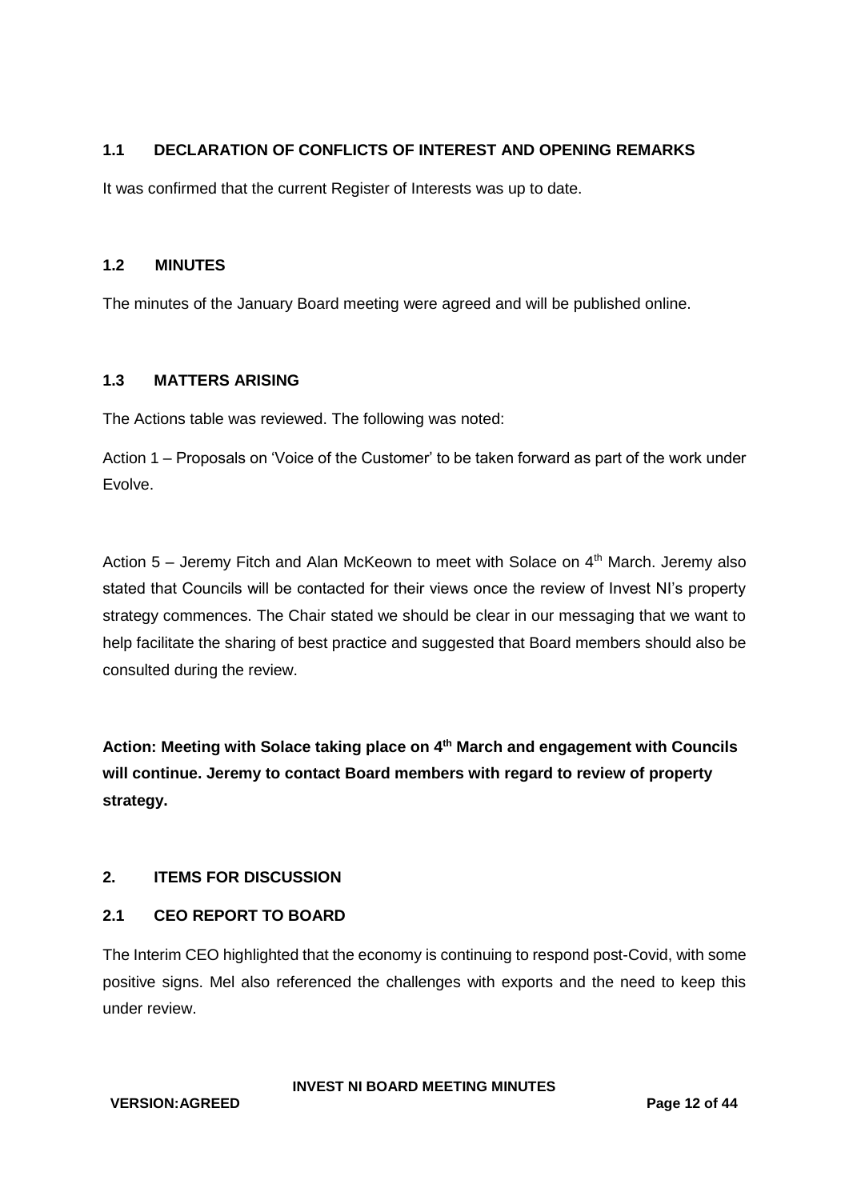## 1.1 DECLARATION OF CONFLICTS OF INTEREST AND OPENING REMARKS

It was confirmed that the current Register of Interests was up to date.

## 1.2 MINUTES

The minutes of the January Board meeting were agreed and will be published online.

## 1.3 MATTERS ARISING

The Actions table was reviewed. The following was noted:

Action 1 – Proposals on 'Voice of the Customer' to be taken forward as part of the work under Evolve.

Action 5 – Jeremy Fitch and Alan McKeown to meet with Solace on 4th March. Jeremy also stated that Councils will be contacted for their views once the review of Invest NI's property strategy commences. The Chair stated we should be clear in our messaging that we want to help facilitate the sharing of best practice and suggested that Board members should also be consulted during the review.

**Action: Meeting with Solace taking place on 4th March and engagement with Councils will continue. Jeremy to contact Board members with regard to review of property strategy.**

# 2. ITEMS FOR DISCUSSION

## 2.1 CEO REPORT TO BOARD

The Interim CEO highlighted that the economy is continuing to respond post-Covid, with some positive signs. Mel also referenced the challenges with exports and the need to keep this under review.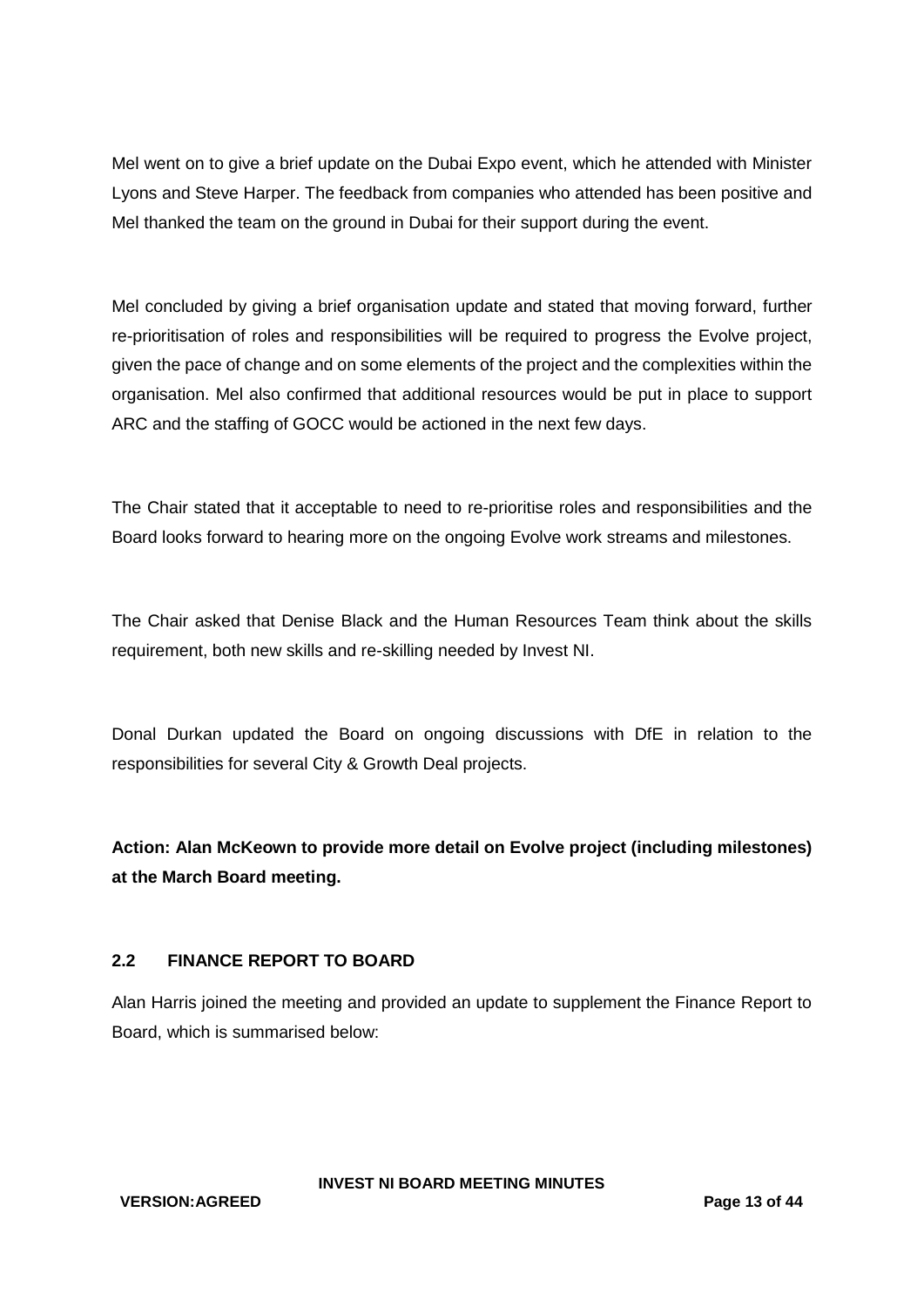Mel went on to give a brief update on the Dubai Expo event, which he attended with Minister Lyons and Steve Harper. The feedback from companies who attended has been positive and Mel thanked the team on the ground in Dubai for their support during the event.

Mel concluded by giving a brief organisation update and stated that moving forward, further re-prioritisation of roles and responsibilities will be required to progress the Evolve project, given the pace of change and on some elements of the project and the complexities within the organisation. Mel also confirmed that additional resources would be put in place to support ARC and the staffing of GOCC would be actioned in the next few days.

The Chair stated that it acceptable to need to re-prioritise roles and responsibilities and the Board looks forward to hearing more on the ongoing Evolve work streams and milestones.

The Chair asked that Denise Black and the Human Resources Team think about the skills requirement, both new skills and re-skilling needed by Invest NI.

Donal Durkan updated the Board on ongoing discussions with DfE in relation to the responsibilities for several City & Growth Deal projects.

**Action: Alan McKeown to provide more detail on Evolve project (including milestones) at the March Board meeting.**

### 2.2 FINANCE REPORT TO BOARD

Alan Harris joined the meeting and provided an update to supplement the Finance Report to Board, which is summarised below: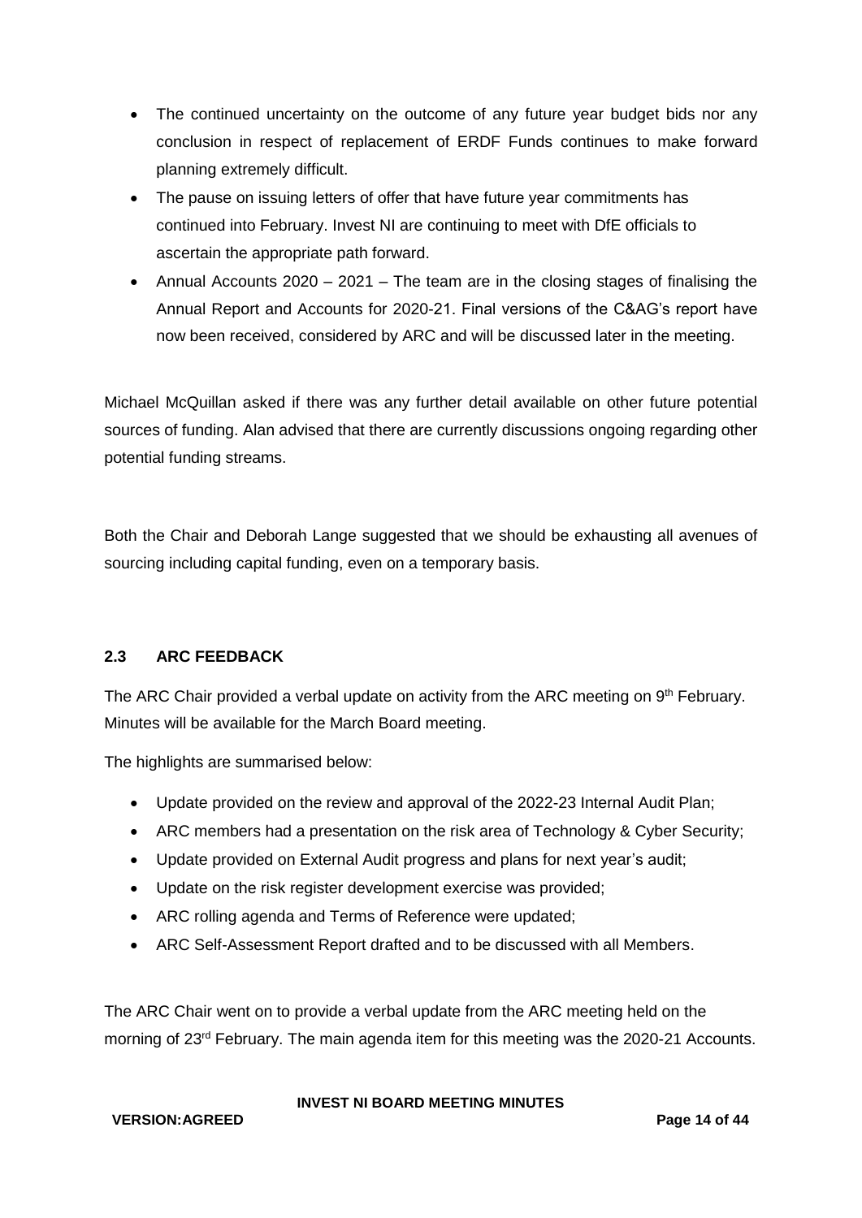- The continued uncertainty on the outcome of any future year budget bids nor any conclusion in respect of replacement of ERDF Funds continues to make forward planning extremely difficult.
- The pause on issuing letters of offer that have future year commitments has continued into February. Invest NI are continuing to meet with DfE officials to ascertain the appropriate path forward.
- Annual Accounts 2020 – 2021 – The team are in the closing stages of finalising the Annual Report and Accounts for 2020-21. Final versions of the C&AG's report have now been received, considered by ARC and will be discussed later in the meeting.

Michael McQuillan asked if there was any further detail available on other future potential sources of funding. Alan advised that there are currently discussions ongoing regarding other potential funding streams.

Both the Chair and Deborah Lange suggested that we should be exhausting all avenues of sourcing including capital funding, even on a temporary basis.

### 2.3 ARC FEEDBACK

The ARC Chair provided a verbal update on activity from the ARC meeting on 9th February. Minutes will be available for the March Board meeting.

The highlights are summarised below:

- Update provided on the review and approval of the 2022-23 Internal Audit Plan;
- ARC members had a presentation on the risk area of Technology & Cyber Security;
- Update provided on External Audit progress and plans for next year's audit;
- Update on the risk register development exercise was provided;
- ARC rolling agenda and Terms of Reference were updated;
- ARC Self-Assessment Report drafted and to be discussed with all Members.

The ARC Chair went on to provide a verbal update from the ARC meeting held on the morning of 23rd February. The main agenda item for this meeting was the 2020-21 Accounts.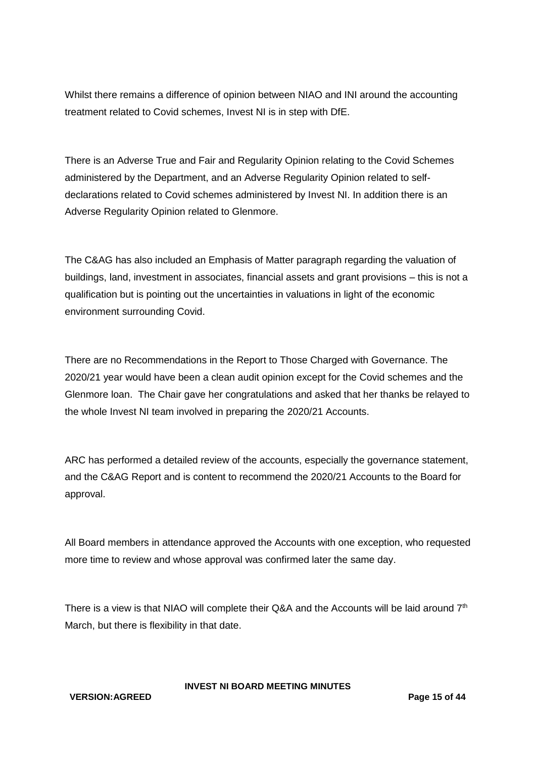Whilst there remains a difference of opinion between NIAO and INI around the accounting treatment related to Covid schemes, Invest NI is in step with DfE.

There is an Adverse True and Fair and Regularity Opinion relating to the Covid Schemes administered by the Department, and an Adverse Regularity Opinion related to self-declarations related to Covid schemes administered by Invest NI. In addition there is an Adverse Regularity Opinion related to Glenmore.

The C&AG has also included an Emphasis of Matter paragraph regarding the valuation of buildings, land, investment in associates, financial assets and grant provisions – this is not a qualification but is pointing out the uncertainties in valuations in light of the economic environment surrounding Covid.

There are no Recommendations in the Report to Those Charged with Governance. The 2020/21 year would have been a clean audit opinion except for the Covid schemes and the Glenmore loan. The Chair gave her congratulations and asked that her thanks be relayed to the whole Invest NI team involved in preparing the 2020/21 Accounts.

ARC has performed a detailed review of the accounts, especially the governance statement, and the C&AG Report and is content to recommend the 2020/21 Accounts to the Board for approval.

All Board members in attendance approved the Accounts with one exception, who requested more time to review and whose approval was confirmed later the same day.

There is a view is that NIAO will complete their Q&A and the Accounts will be laid around 7th March, but there is flexibility in that date.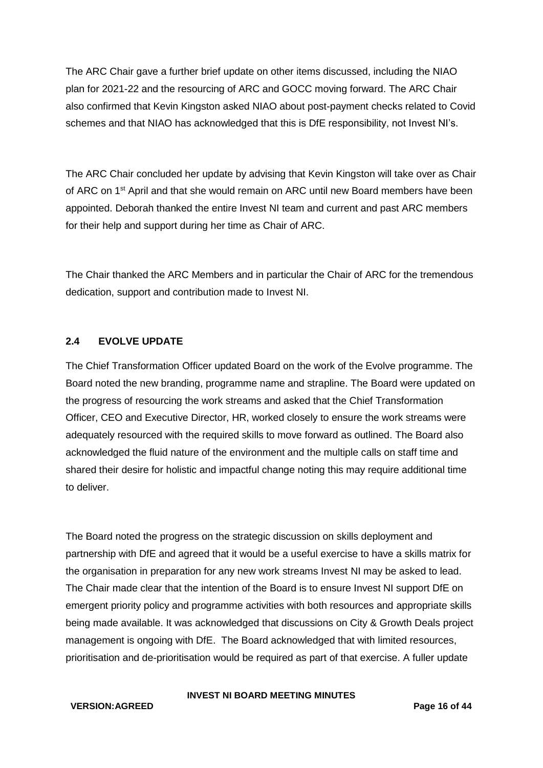The ARC Chair gave a further brief update on other items discussed, including the NIAO plan for 2021-22 and the resourcing of ARC and GOCC moving forward. The ARC Chair also confirmed that Kevin Kingston asked NIAO about post-payment checks related to Covid schemes and that NIAO has acknowledged that this is DfE responsibility, not Invest NI's.

The ARC Chair concluded her update by advising that Kevin Kingston will take over as Chair of ARC on 1st April and that she would remain on ARC until new Board members have been appointed. Deborah thanked the entire Invest NI team and current and past ARC members for their help and support during her time as Chair of ARC.

The Chair thanked the ARC Members and in particular the Chair of ARC for the tremendous dedication, support and contribution made to Invest NI.

## 2.4 EVOLVE UPDATE

The Chief Transformation Officer updated Board on the work of the Evolve programme. The Board noted the new branding, programme name and strapline. The Board were updated on the progress of resourcing the work streams and asked that the Chief Transformation Officer, CEO and Executive Director, HR, worked closely to ensure the work streams were adequately resourced with the required skills to move forward as outlined. The Board also acknowledged the fluid nature of the environment and the multiple calls on staff time and shared their desire for holistic and impactful change noting this may require additional time to deliver.

The Board noted the progress on the strategic discussion on skills deployment and partnership with DfE and agreed that it would be a useful exercise to have a skills matrix for the organisation in preparation for any new work streams Invest NI may be asked to lead. The Chair made clear that the intention of the Board is to ensure Invest NI support DfE on emergent priority policy and programme activities with both resources and appropriate skills being made available. It was acknowledged that discussions on City & Growth Deals project management is ongoing with DfE. The Board acknowledged that with limited resources, prioritisation and de-prioritisation would be required as part of that exercise. A fuller update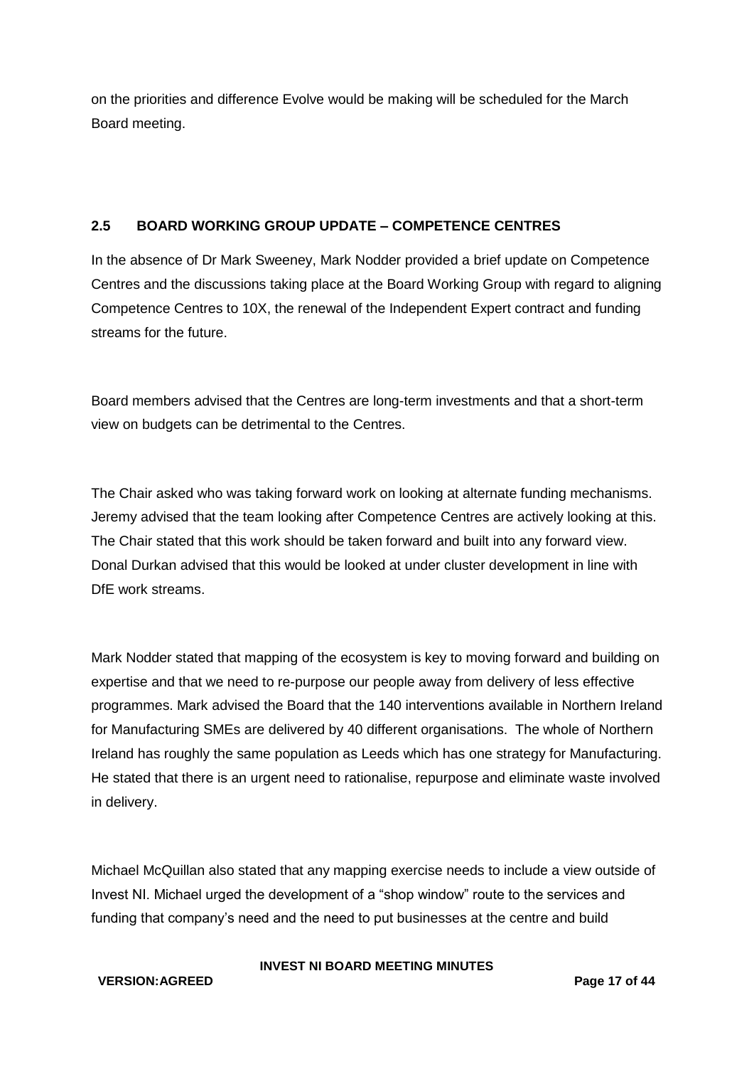on the priorities and difference Evolve would be making will be scheduled for the March Board meeting.

## 2.5 BOARD WORKING GROUP UPDATE – COMPETENCE CENTRES

In the absence of Dr Mark Sweeney, Mark Nodder provided a brief update on Competence Centres and the discussions taking place at the Board Working Group with regard to aligning Competence Centres to 10X, the renewal of the Independent Expert contract and funding streams for the future.

Board members advised that the Centres are long-term investments and that a short-term view on budgets can be detrimental to the Centres.

The Chair asked who was taking forward work on looking at alternate funding mechanisms. Jeremy advised that the team looking after Competence Centres are actively looking at this. The Chair stated that this work should be taken forward and built into any forward view. Donal Durkan advised that this would be looked at under cluster development in line with DfE work streams.

Mark Nodder stated that mapping of the ecosystem is key to moving forward and building on expertise and that we need to re-purpose our people away from delivery of less effective programmes. Mark advised the Board that the 140 interventions available in Northern Ireland for Manufacturing SMEs are delivered by 40 different organisations. The whole of Northern Ireland has roughly the same population as Leeds which has one strategy for Manufacturing. He stated that there is an urgent need to rationalise, repurpose and eliminate waste involved in delivery.

Michael McQuillan also stated that any mapping exercise needs to include a view outside of Invest NI. Michael urged the development of a "shop window" route to the services and funding that company's need and the need to put businesses at the centre and build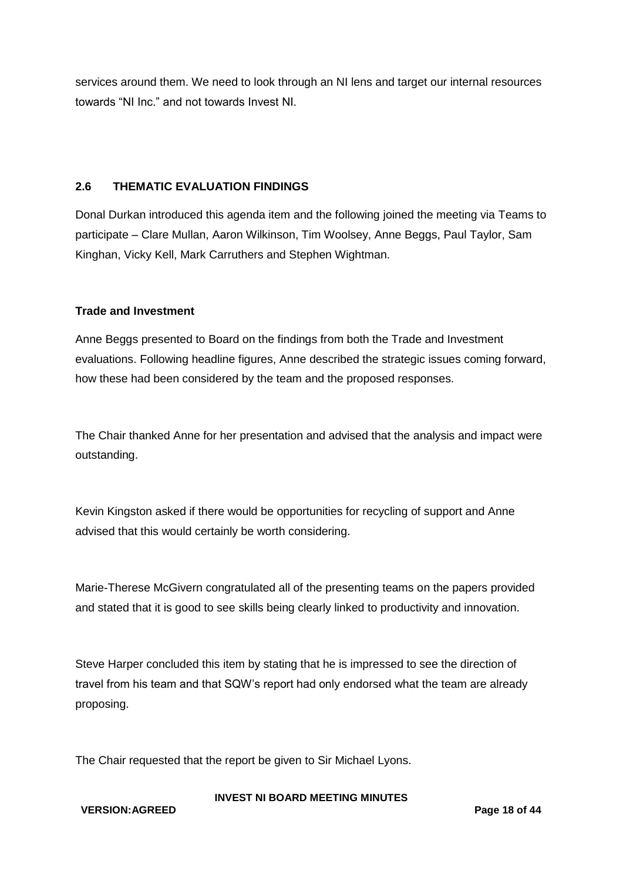services around them. We need to look through an NI lens and target our internal resources towards "NI Inc." and not towards Invest NI.

## 2.6 THEMATIC EVALUATION FINDINGS

Donal Durkan introduced this agenda item and the following joined the meeting via Teams to participate – Clare Mullan, Aaron Wilkinson, Tim Woolsey, Anne Beggs, Paul Taylor, Sam Kinghan, Vicky Kell, Mark Carruthers and Stephen Wightman.

**Trade and Investment**

Anne Beggs presented to Board on the findings from both the Trade and Investment evaluations. Following headline figures, Anne described the strategic issues coming forward, how these had been considered by the team and the proposed responses.

The Chair thanked Anne for her presentation and advised that the analysis and impact were outstanding.

Kevin Kingston asked if there would be opportunities for recycling of support and Anne advised that this would certainly be worth considering.

Marie-Therese McGivern congratulated all of the presenting teams on the papers provided and stated that it is good to see skills being clearly linked to productivity and innovation.

Steve Harper concluded this item by stating that he is impressed to see the direction of travel from his team and that SQW's report had only endorsed what the team are already proposing.

The Chair requested that the report be given to Sir Michael Lyons.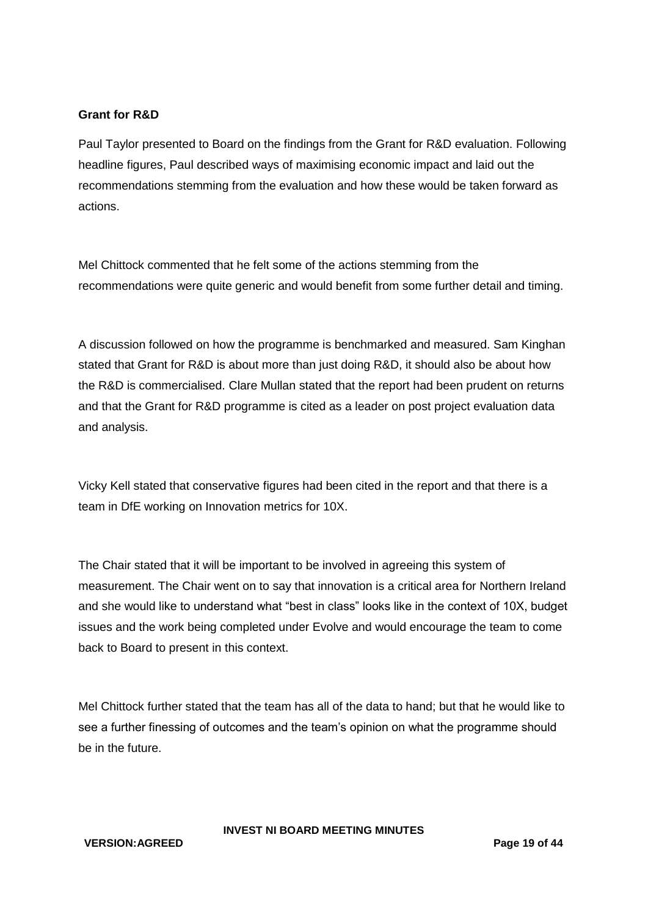**Grant for R&D**

Paul Taylor presented to Board on the findings from the Grant for R&D evaluation. Following headline figures, Paul described ways of maximising economic impact and laid out the recommendations stemming from the evaluation and how these would be taken forward as actions.

Mel Chittock commented that he felt some of the actions stemming from the recommendations were quite generic and would benefit from some further detail and timing.

A discussion followed on how the programme is benchmarked and measured. Sam Kinghan stated that Grant for R&D is about more than just doing R&D, it should also be about how the R&D is commercialised. Clare Mullan stated that the report had been prudent on returns and that the Grant for R&D programme is cited as a leader on post project evaluation data and analysis.

Vicky Kell stated that conservative figures had been cited in the report and that there is a team in DfE working on Innovation metrics for 10X.

The Chair stated that it will be important to be involved in agreeing this system of measurement. The Chair went on to say that innovation is a critical area for Northern Ireland and she would like to understand what "best in class" looks like in the context of 10X, budget issues and the work being completed under Evolve and would encourage the team to come back to Board to present in this context.

Mel Chittock further stated that the team has all of the data to hand; but that he would like to see a further finessing of outcomes and the team's opinion on what the programme should be in the future.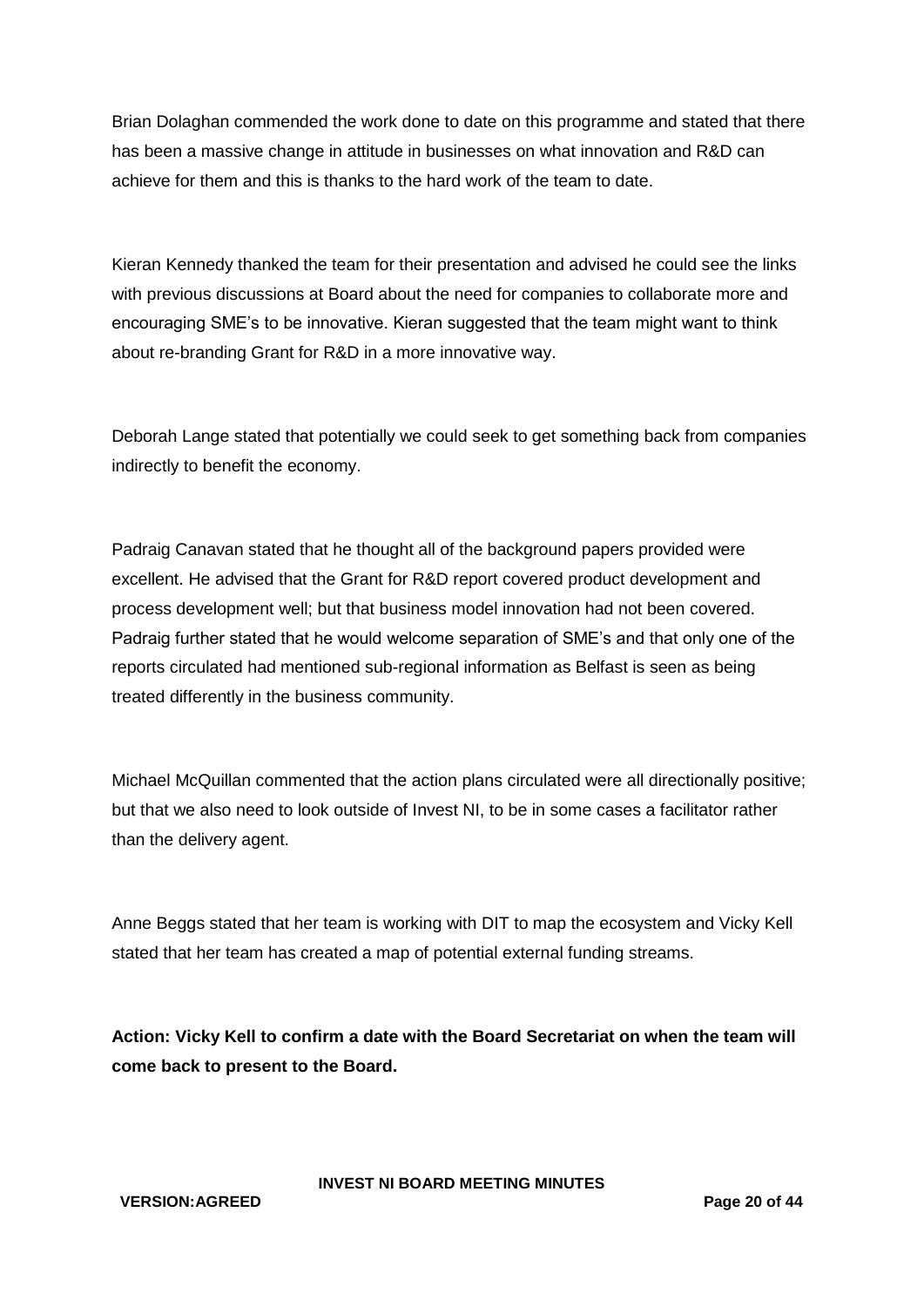Brian Dolaghan commended the work done to date on this programme and stated that there has been a massive change in attitude in businesses on what innovation and R&D can achieve for them and this is thanks to the hard work of the team to date.

Kieran Kennedy thanked the team for their presentation and advised he could see the links with previous discussions at Board about the need for companies to collaborate more and encouraging SME's to be innovative. Kieran suggested that the team might want to think about re-branding Grant for R&D in a more innovative way.

Deborah Lange stated that potentially we could seek to get something back from companies indirectly to benefit the economy.

Padraig Canavan stated that he thought all of the background papers provided were excellent. He advised that the Grant for R&D report covered product development and process development well; but that business model innovation had not been covered. Padraig further stated that he would welcome separation of SME's and that only one of the reports circulated had mentioned sub-regional information as Belfast is seen as being treated differently in the business community.

Michael McQuillan commented that the action plans circulated were all directionally positive; but that we also need to look outside of Invest NI, to be in some cases a facilitator rather than the delivery agent.

Anne Beggs stated that her team is working with DIT to map the ecosystem and Vicky Kell stated that her team has created a map of potential external funding streams.

**Action: Vicky Kell to confirm a date with the Board Secretariat on when the team will come back to present to the Board.**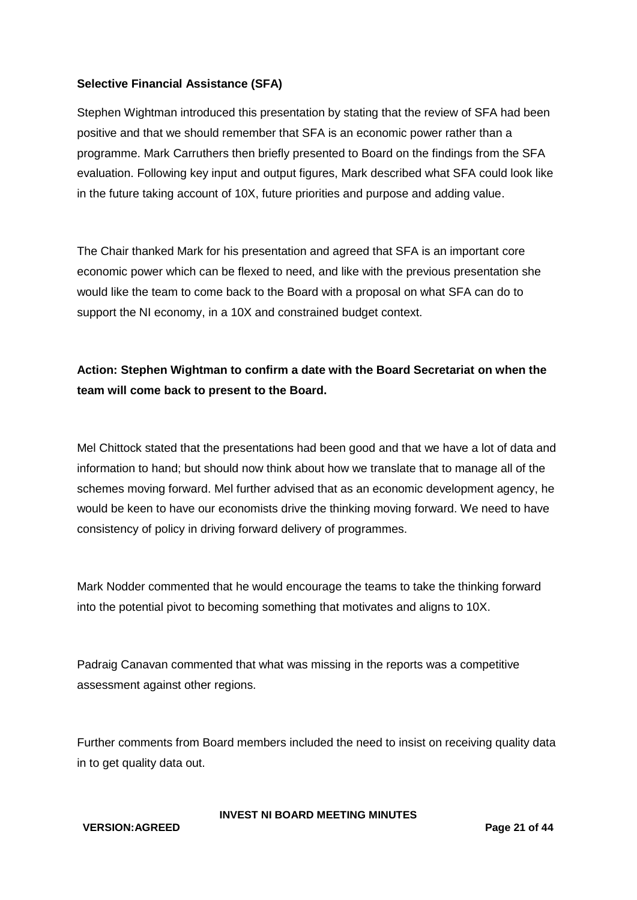**Selective Financial Assistance (SFA)**

Stephen Wightman introduced this presentation by stating that the review of SFA had been positive and that we should remember that SFA is an economic power rather than a programme. Mark Carruthers then briefly presented to Board on the findings from the SFA evaluation. Following key input and output figures, Mark described what SFA could look like in the future taking account of 10X, future priorities and purpose and adding value.

The Chair thanked Mark for his presentation and agreed that SFA is an important core economic power which can be flexed to need, and like with the previous presentation she would like the team to come back to the Board with a proposal on what SFA can do to support the NI economy, in a 10X and constrained budget context.

**Action: Stephen Wightman to confirm a date with the Board Secretariat on when the team will come back to present to the Board.**

Mel Chittock stated that the presentations had been good and that we have a lot of data and information to hand; but should now think about how we translate that to manage all of the schemes moving forward. Mel further advised that as an economic development agency, he would be keen to have our economists drive the thinking moving forward. We need to have consistency of policy in driving forward delivery of programmes.

Mark Nodder commented that he would encourage the teams to take the thinking forward into the potential pivot to becoming something that motivates and aligns to 10X.

Padraig Canavan commented that what was missing in the reports was a competitive assessment against other regions.

Further comments from Board members included the need to insist on receiving quality data in to get quality data out.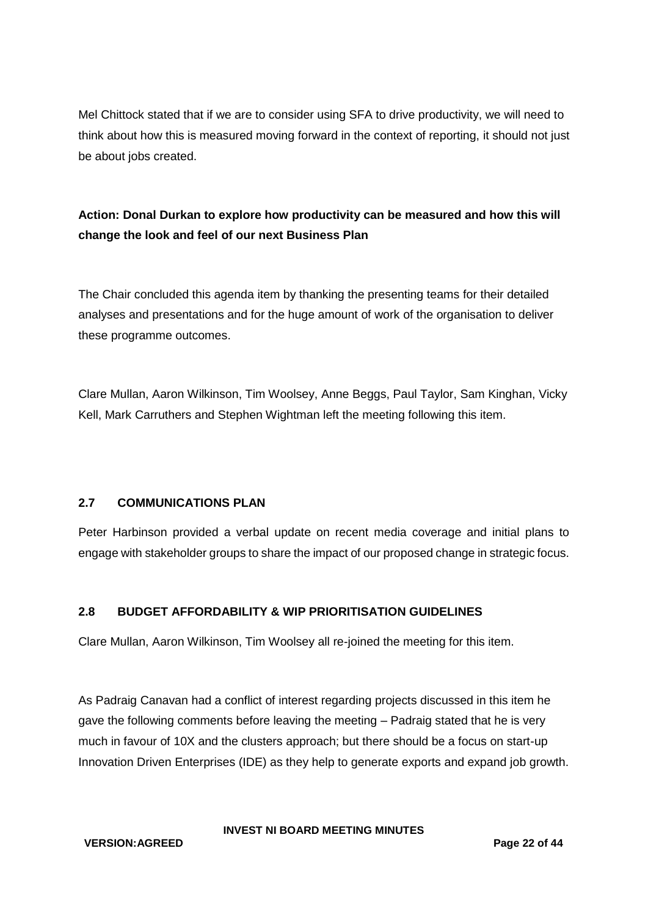Mel Chittock stated that if we are to consider using SFA to drive productivity, we will need to think about how this is measured moving forward in the context of reporting, it should not just be about jobs created.

**Action: Donal Durkan to explore how productivity can be measured and how this will change the look and feel of our next Business Plan**

The Chair concluded this agenda item by thanking the presenting teams for their detailed analyses and presentations and for the huge amount of work of the organisation to deliver these programme outcomes.

Clare Mullan, Aaron Wilkinson, Tim Woolsey, Anne Beggs, Paul Taylor, Sam Kinghan, Vicky Kell, Mark Carruthers and Stephen Wightman left the meeting following this item.

## 2.7 COMMUNICATIONS PLAN

Peter Harbinson provided a verbal update on recent media coverage and initial plans to engage with stakeholder groups to share the impact of our proposed change in strategic focus.

## 2.8 BUDGET AFFORDABILITY & WIP PRIORITISATION GUIDELINES

Clare Mullan, Aaron Wilkinson, Tim Woolsey all re-joined the meeting for this item.

As Padraig Canavan had a conflict of interest regarding projects discussed in this item he gave the following comments before leaving the meeting – Padraig stated that he is very much in favour of 10X and the clusters approach; but there should be a focus on start-up Innovation Driven Enterprises (IDE) as they help to generate exports and expand job growth.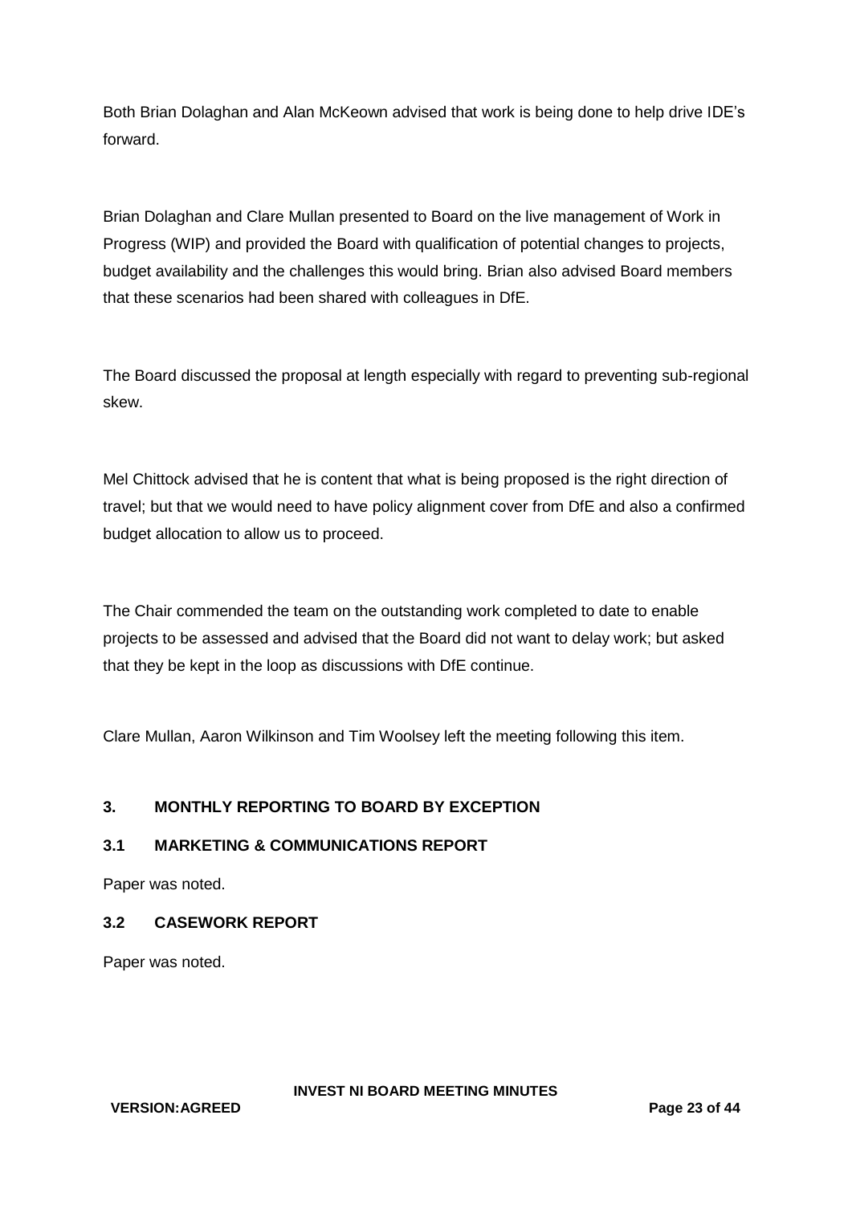Both Brian Dolaghan and Alan McKeown advised that work is being done to help drive IDE's forward.

Brian Dolaghan and Clare Mullan presented to Board on the live management of Work in Progress (WIP) and provided the Board with qualification of potential changes to projects, budget availability and the challenges this would bring. Brian also advised Board members that these scenarios had been shared with colleagues in DfE.

The Board discussed the proposal at length especially with regard to preventing sub-regional skew.

Mel Chittock advised that he is content that what is being proposed is the right direction of travel; but that we would need to have policy alignment cover from DfE and also a confirmed budget allocation to allow us to proceed.

The Chair commended the team on the outstanding work completed to date to enable projects to be assessed and advised that the Board did not want to delay work; but asked that they be kept in the loop as discussions with DfE continue.

Clare Mullan, Aaron Wilkinson and Tim Woolsey left the meeting following this item.

## 3. MONTHLY REPORTING TO BOARD BY EXCEPTION

### 3.1 MARKETING & COMMUNICATIONS REPORT

Paper was noted.

### 3.2 CASEWORK REPORT

Paper was noted.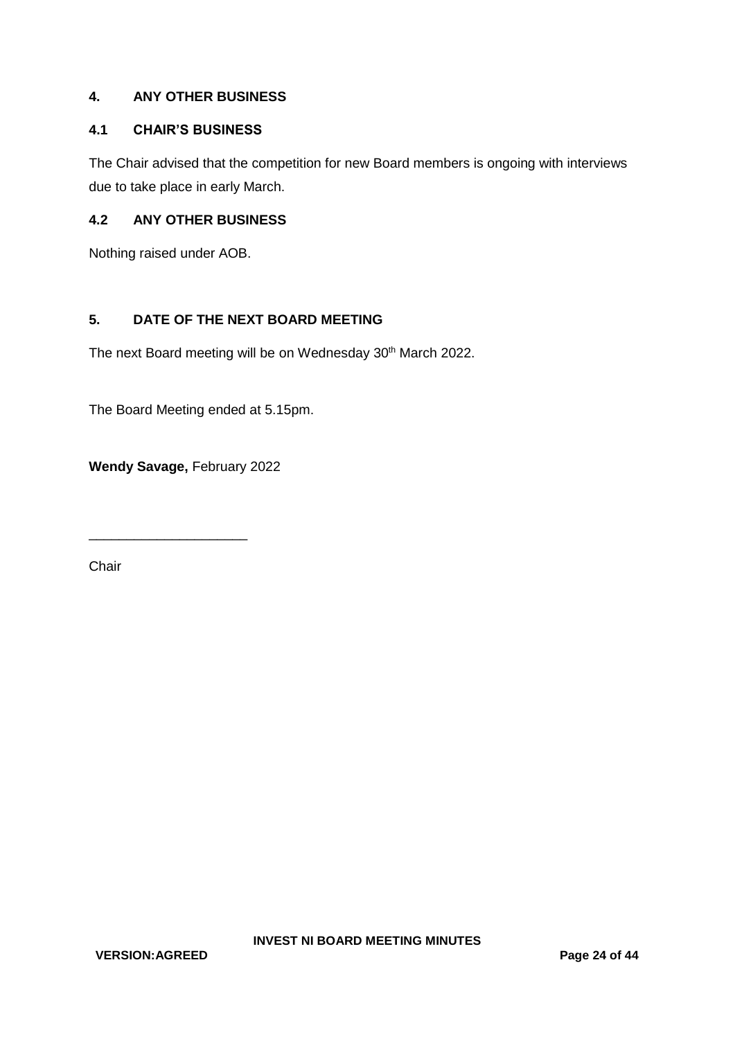## 4. ANY OTHER BUSINESS

### 4.1 CHAIR'S BUSINESS

The Chair advised that the competition for new Board members is ongoing with interviews due to take place in early March.

### 4.2 ANY OTHER BUSINESS

Nothing raised under AOB.

## 5. DATE OF THE NEXT BOARD MEETING

The next Board meeting will be on Wednesday 30th March 2022.

The Board Meeting ended at 5.15pm.

**Wendy Savage,** February 2022

_____________________

Chair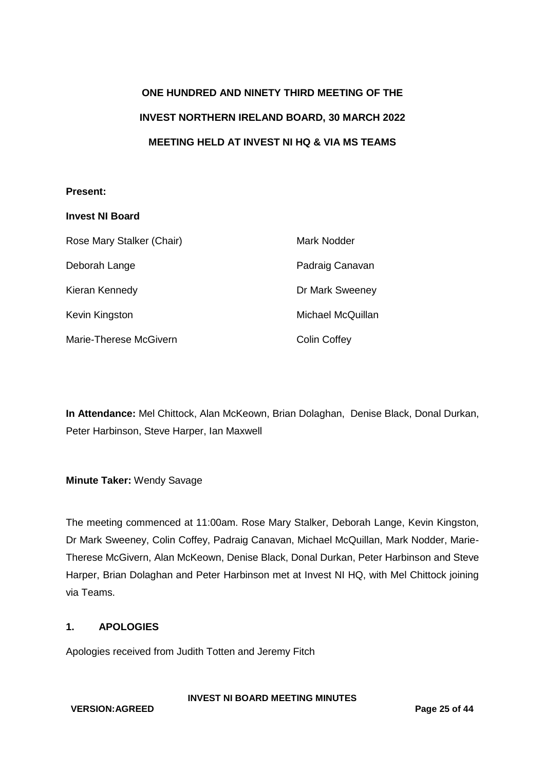**ONE HUNDRED AND NINETY THIRD MEETING OF THE**

**INVEST NORTHERN IRELAND BOARD, 30 MARCH 2022**

**MEETING HELD AT INVEST NI HQ & VIA MS TEAMS**

**Present:**

**Invest NI Board**

| | |
|---|---|
| Rose Mary Stalker (Chair) | Mark Nodder |
| Deborah Lange | Padraig Canavan |
| Kieran Kennedy | Dr Mark Sweeney |
| Kevin Kingston | Michael McQuillan |
| Marie-Therese McGivern | Colin Coffey |

**In Attendance:** Mel Chittock, Alan McKeown, Brian Dolaghan, Denise Black, Donal Durkan, Peter Harbinson, Steve Harper, Ian Maxwell

**Minute Taker:** Wendy Savage

The meeting commenced at 11:00am. Rose Mary Stalker, Deborah Lange, Kevin Kingston, Dr Mark Sweeney, Colin Coffey, Padraig Canavan, Michael McQuillan, Mark Nodder, Marie-Therese McGivern, Alan McKeown, Denise Black, Donal Durkan, Peter Harbinson and Steve Harper, Brian Dolaghan and Peter Harbinson met at Invest NI HQ, with Mel Chittock joining via Teams.

## 1. APOLOGIES

Apologies received from Judith Totten and Jeremy Fitch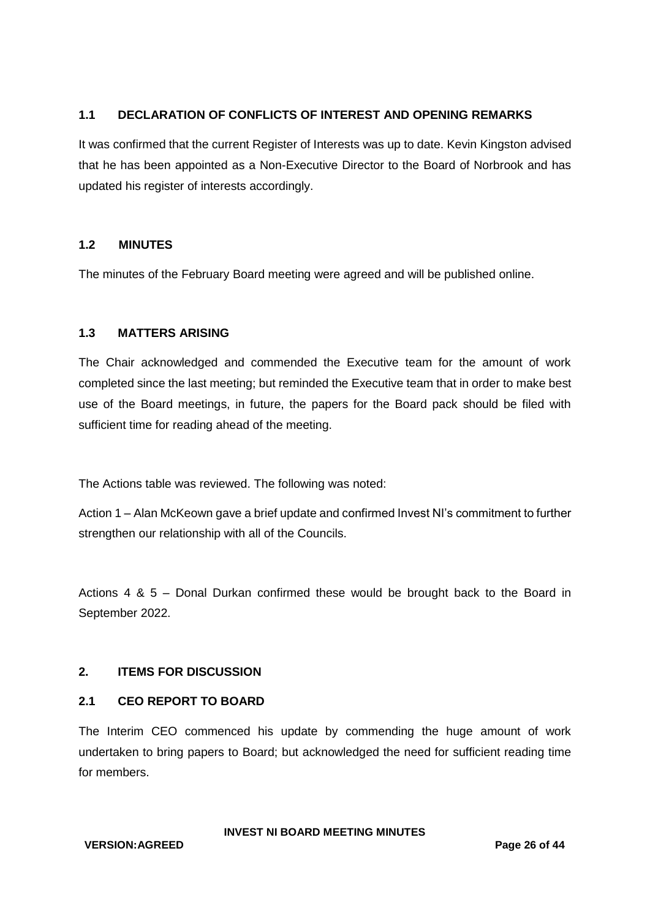### 1.1 DECLARATION OF CONFLICTS OF INTEREST AND OPENING REMARKS

It was confirmed that the current Register of Interests was up to date. Kevin Kingston advised that he has been appointed as a Non-Executive Director to the Board of Norbrook and has updated his register of interests accordingly.

### 1.2 MINUTES

The minutes of the February Board meeting were agreed and will be published online.

### 1.3 MATTERS ARISING

The Chair acknowledged and commended the Executive team for the amount of work completed since the last meeting; but reminded the Executive team that in order to make best use of the Board meetings, in future, the papers for the Board pack should be filed with sufficient time for reading ahead of the meeting.

The Actions table was reviewed. The following was noted:

Action 1 – Alan McKeown gave a brief update and confirmed Invest NI's commitment to further strengthen our relationship with all of the Councils.

Actions 4 & 5 – Donal Durkan confirmed these would be brought back to the Board in September 2022.

## 2. ITEMS FOR DISCUSSION

### 2.1 CEO REPORT TO BOARD

The Interim CEO commenced his update by commending the huge amount of work undertaken to bring papers to Board; but acknowledged the need for sufficient reading time for members.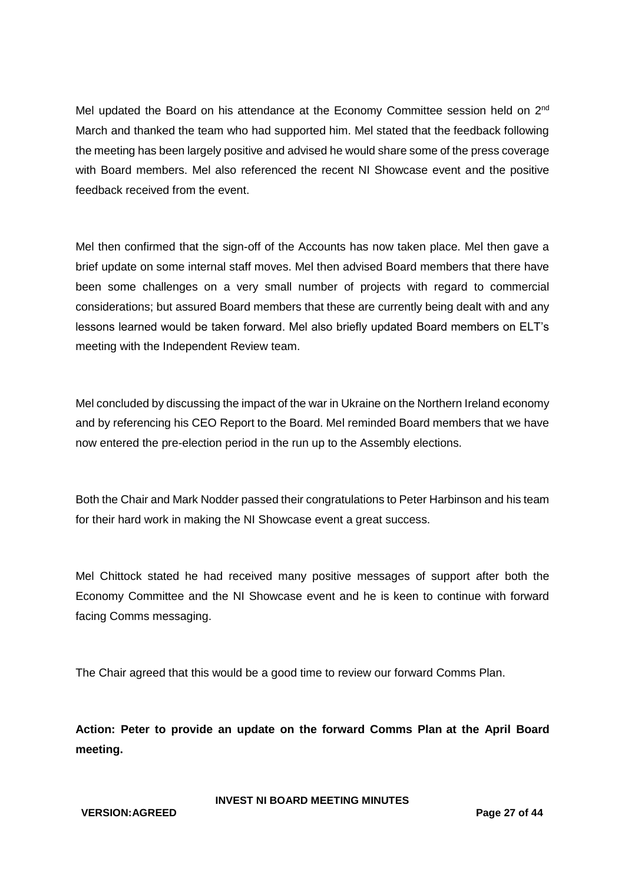Mel updated the Board on his attendance at the Economy Committee session held on 2nd March and thanked the team who had supported him. Mel stated that the feedback following the meeting has been largely positive and advised he would share some of the press coverage with Board members. Mel also referenced the recent NI Showcase event and the positive feedback received from the event.

Mel then confirmed that the sign-off of the Accounts has now taken place. Mel then gave a brief update on some internal staff moves. Mel then advised Board members that there have been some challenges on a very small number of projects with regard to commercial considerations; but assured Board members that these are currently being dealt with and any lessons learned would be taken forward. Mel also briefly updated Board members on ELT's meeting with the Independent Review team.

Mel concluded by discussing the impact of the war in Ukraine on the Northern Ireland economy and by referencing his CEO Report to the Board. Mel reminded Board members that we have now entered the pre-election period in the run up to the Assembly elections.

Both the Chair and Mark Nodder passed their congratulations to Peter Harbinson and his team for their hard work in making the NI Showcase event a great success.

Mel Chittock stated he had received many positive messages of support after both the Economy Committee and the NI Showcase event and he is keen to continue with forward facing Comms messaging.

The Chair agreed that this would be a good time to review our forward Comms Plan.

**Action: Peter to provide an update on the forward Comms Plan at the April Board meeting.**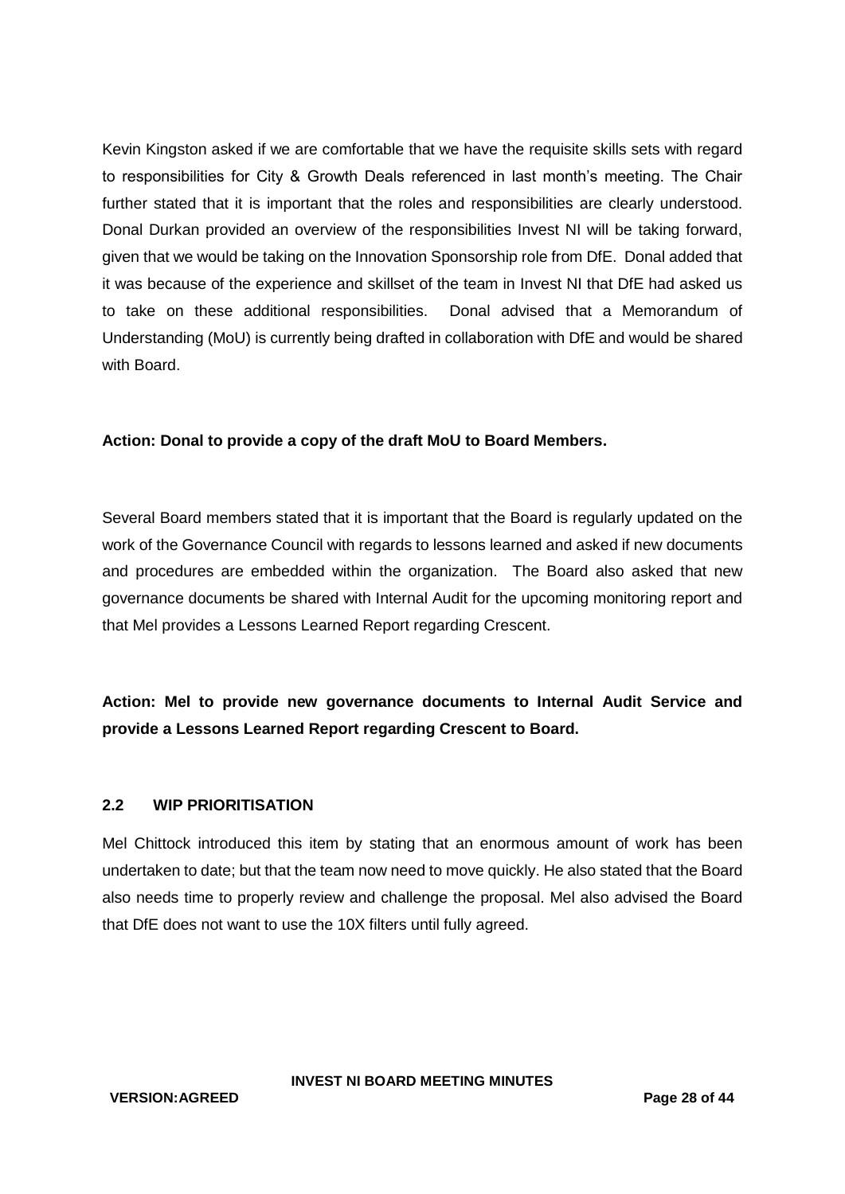Kevin Kingston asked if we are comfortable that we have the requisite skills sets with regard to responsibilities for City & Growth Deals referenced in last month's meeting. The Chair further stated that it is important that the roles and responsibilities are clearly understood. Donal Durkan provided an overview of the responsibilities Invest NI will be taking forward, given that we would be taking on the Innovation Sponsorship role from DfE. Donal added that it was because of the experience and skillset of the team in Invest NI that DfE had asked us to take on these additional responsibilities. Donal advised that a Memorandum of Understanding (MoU) is currently being drafted in collaboration with DfE and would be shared with Board.

**Action: Donal to provide a copy of the draft MoU to Board Members.**

Several Board members stated that it is important that the Board is regularly updated on the work of the Governance Council with regards to lessons learned and asked if new documents and procedures are embedded within the organization. The Board also asked that new governance documents be shared with Internal Audit for the upcoming monitoring report and that Mel provides a Lessons Learned Report regarding Crescent.

**Action: Mel to provide new governance documents to Internal Audit Service and provide a Lessons Learned Report regarding Crescent to Board.**

### 2.2 WIP PRIORITISATION

Mel Chittock introduced this item by stating that an enormous amount of work has been undertaken to date; but that the team now need to move quickly. He also stated that the Board also needs time to properly review and challenge the proposal. Mel also advised the Board that DfE does not want to use the 10X filters until fully agreed.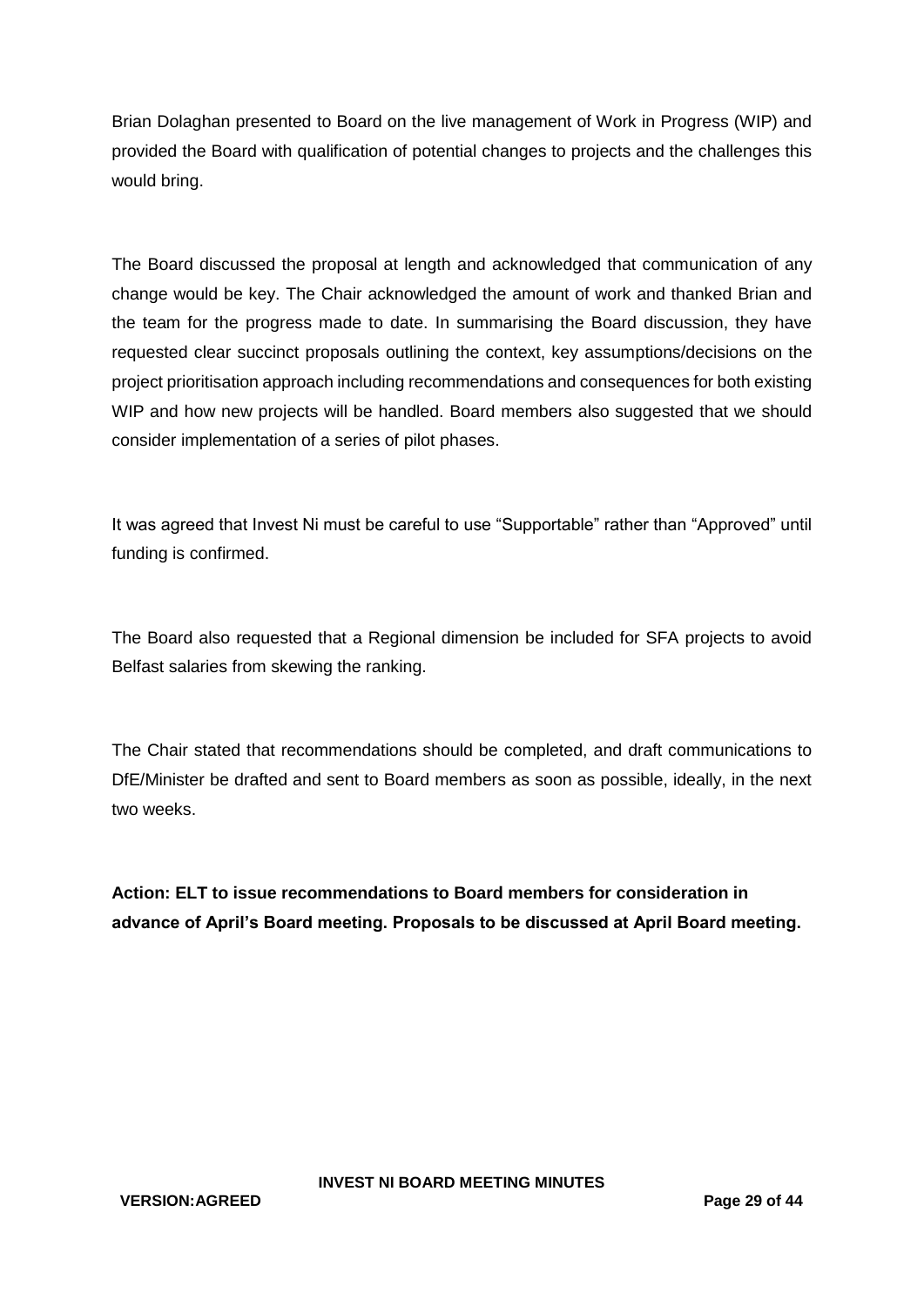Brian Dolaghan presented to Board on the live management of Work in Progress (WIP) and provided the Board with qualification of potential changes to projects and the challenges this would bring.

The Board discussed the proposal at length and acknowledged that communication of any change would be key. The Chair acknowledged the amount of work and thanked Brian and the team for the progress made to date. In summarising the Board discussion, they have requested clear succinct proposals outlining the context, key assumptions/decisions on the project prioritisation approach including recommendations and consequences for both existing WIP and how new projects will be handled. Board members also suggested that we should consider implementation of a series of pilot phases.

It was agreed that Invest Ni must be careful to use "Supportable" rather than "Approved" until funding is confirmed.

The Board also requested that a Regional dimension be included for SFA projects to avoid Belfast salaries from skewing the ranking.

The Chair stated that recommendations should be completed, and draft communications to DfE/Minister be drafted and sent to Board members as soon as possible, ideally, in the next two weeks.

**Action: ELT to issue recommendations to Board members for consideration in advance of April's Board meeting. Proposals to be discussed at April Board meeting.**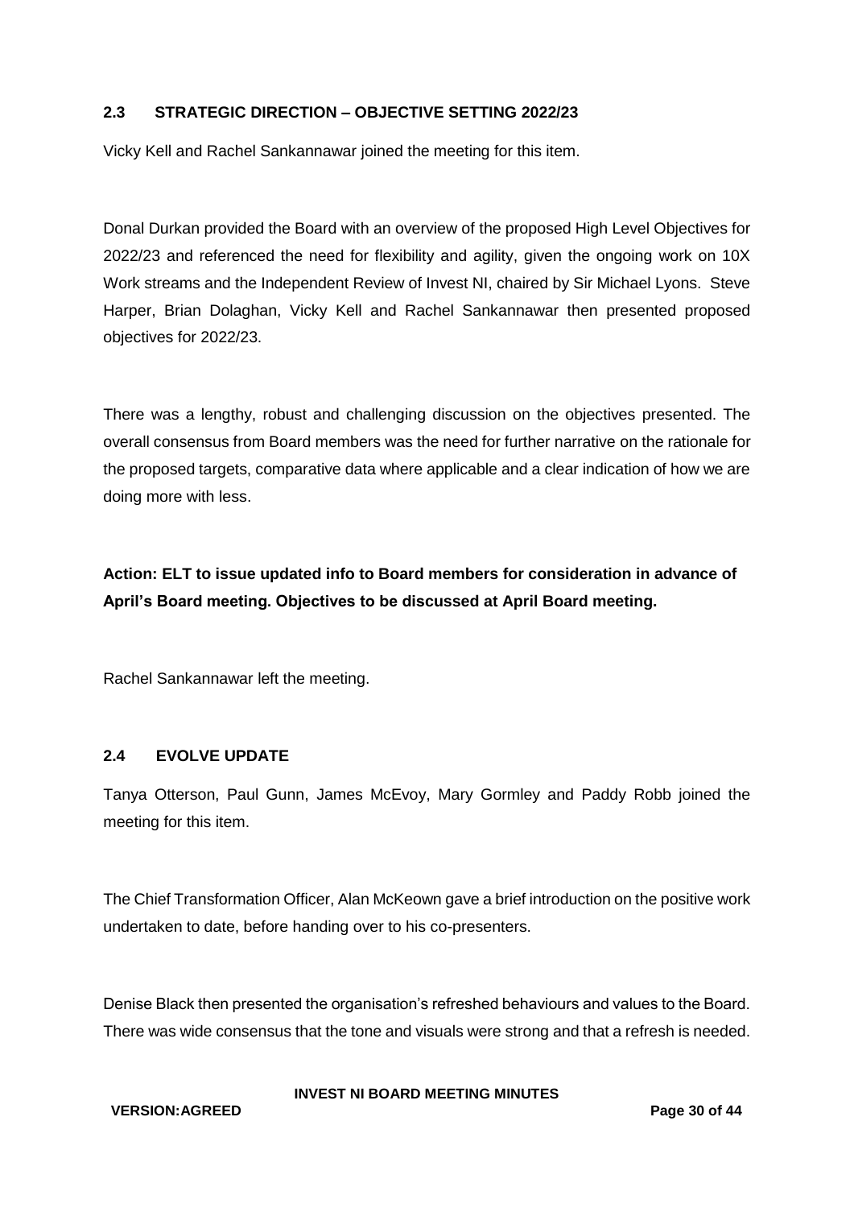## 2.3 STRATEGIC DIRECTION – OBJECTIVE SETTING 2022/23

Vicky Kell and Rachel Sankannawar joined the meeting for this item.

Donal Durkan provided the Board with an overview of the proposed High Level Objectives for 2022/23 and referenced the need for flexibility and agility, given the ongoing work on 10X Work streams and the Independent Review of Invest NI, chaired by Sir Michael Lyons. Steve Harper, Brian Dolaghan, Vicky Kell and Rachel Sankannawar then presented proposed objectives for 2022/23.

There was a lengthy, robust and challenging discussion on the objectives presented. The overall consensus from Board members was the need for further narrative on the rationale for the proposed targets, comparative data where applicable and a clear indication of how we are doing more with less.

**Action: ELT to issue updated info to Board members for consideration in advance of April's Board meeting. Objectives to be discussed at April Board meeting.**

Rachel Sankannawar left the meeting.

## 2.4 EVOLVE UPDATE

Tanya Otterson, Paul Gunn, James McEvoy, Mary Gormley and Paddy Robb joined the meeting for this item.

The Chief Transformation Officer, Alan McKeown gave a brief introduction on the positive work undertaken to date, before handing over to his co-presenters.

Denise Black then presented the organisation's refreshed behaviours and values to the Board. There was wide consensus that the tone and visuals were strong and that a refresh is needed.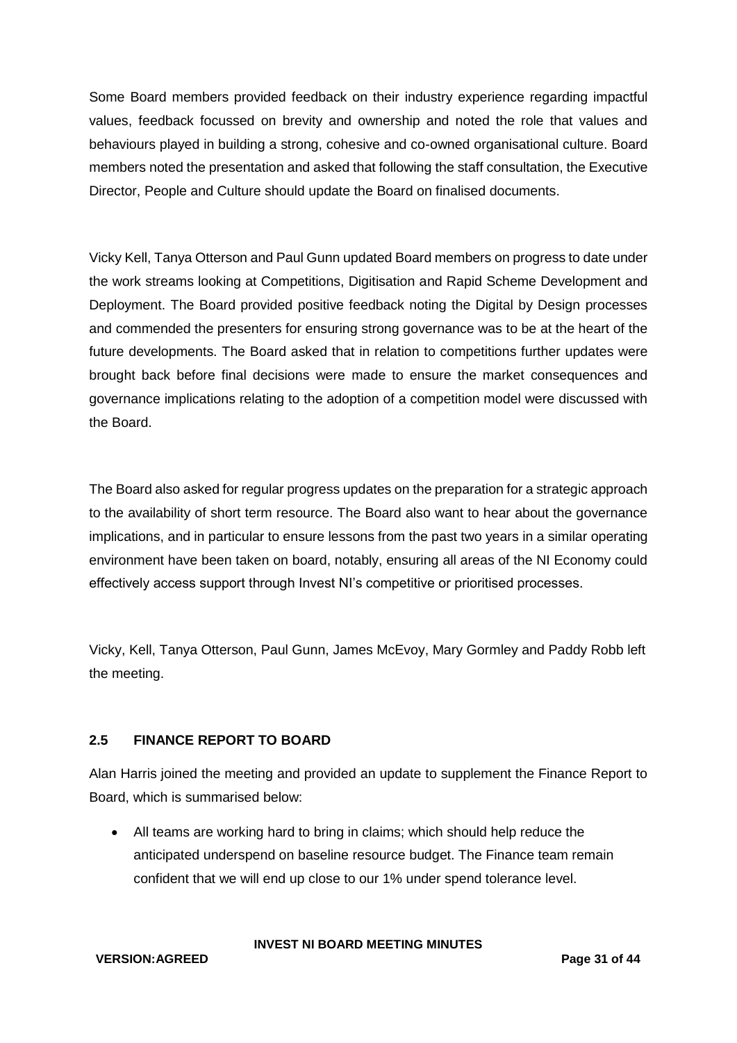Some Board members provided feedback on their industry experience regarding impactful values, feedback focussed on brevity and ownership and noted the role that values and behaviours played in building a strong, cohesive and co-owned organisational culture. Board members noted the presentation and asked that following the staff consultation, the Executive Director, People and Culture should update the Board on finalised documents.

Vicky Kell, Tanya Otterson and Paul Gunn updated Board members on progress to date under the work streams looking at Competitions, Digitisation and Rapid Scheme Development and Deployment. The Board provided positive feedback noting the Digital by Design processes and commended the presenters for ensuring strong governance was to be at the heart of the future developments. The Board asked that in relation to competitions further updates were brought back before final decisions were made to ensure the market consequences and governance implications relating to the adoption of a competition model were discussed with the Board.

The Board also asked for regular progress updates on the preparation for a strategic approach to the availability of short term resource. The Board also want to hear about the governance implications, and in particular to ensure lessons from the past two years in a similar operating environment have been taken on board, notably, ensuring all areas of the NI Economy could effectively access support through Invest NI's competitive or prioritised processes.

Vicky, Kell, Tanya Otterson, Paul Gunn, James McEvoy, Mary Gormley and Paddy Robb left the meeting.

## 2.5 FINANCE REPORT TO BOARD

Alan Harris joined the meeting and provided an update to supplement the Finance Report to Board, which is summarised below:

- All teams are working hard to bring in claims; which should help reduce the anticipated underspend on baseline resource budget. The Finance team remain confident that we will end up close to our 1% under spend tolerance level.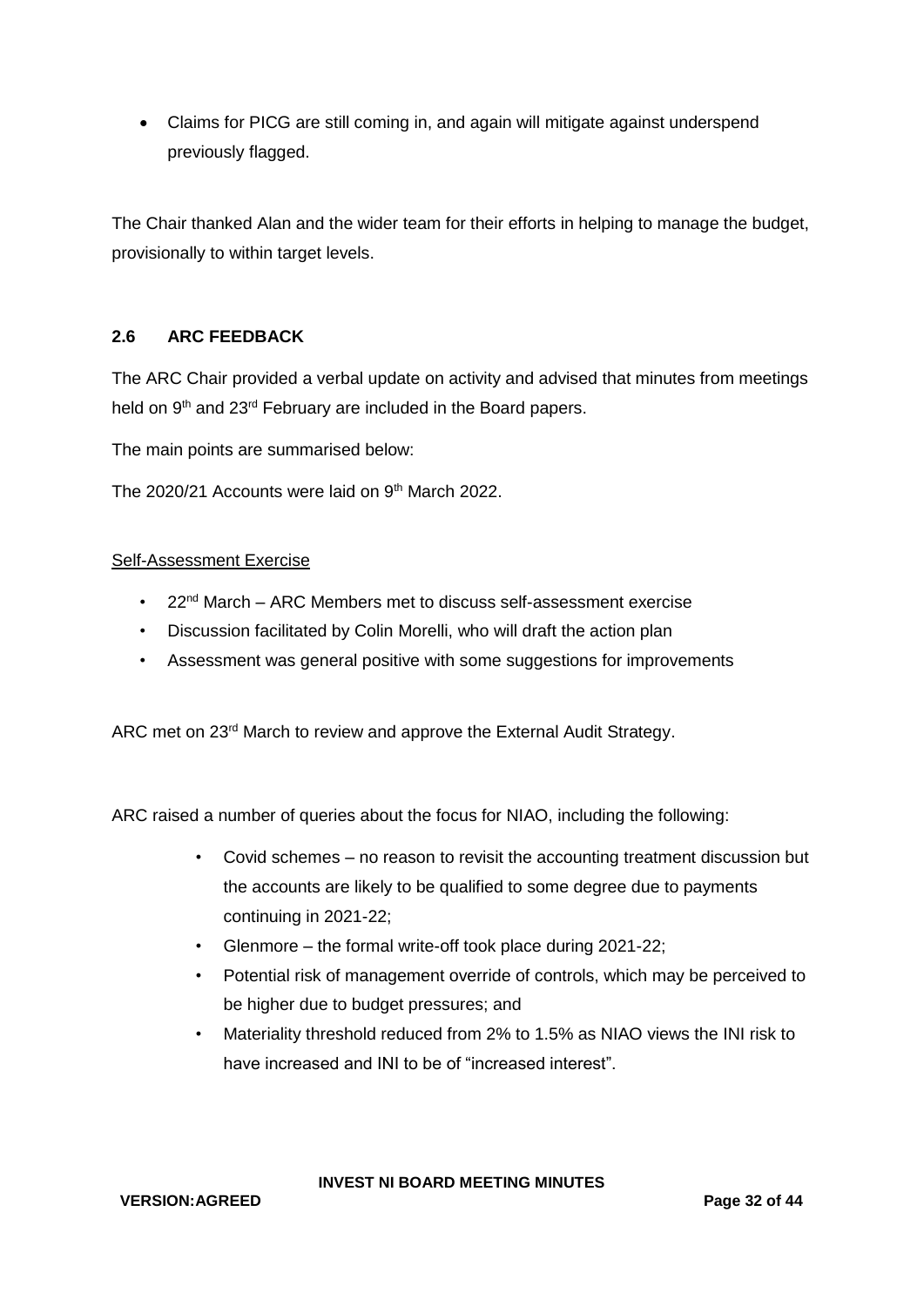- Claims for PICG are still coming in, and again will mitigate against underspend previously flagged.

The Chair thanked Alan and the wider team for their efforts in helping to manage the budget, provisionally to within target levels.

## 2.6 ARC FEEDBACK

The ARC Chair provided a verbal update on activity and advised that minutes from meetings held on 9th and 23rd February are included in the Board papers.

The main points are summarised below:

The 2020/21 Accounts were laid on 9th March 2022.

Self-Assessment Exercise

- 22nd March – ARC Members met to discuss self-assessment exercise
- Discussion facilitated by Colin Morelli, who will draft the action plan
- Assessment was general positive with some suggestions for improvements

ARC met on 23rd March to review and approve the External Audit Strategy.

ARC raised a number of queries about the focus for NIAO, including the following:

- Covid schemes – no reason to revisit the accounting treatment discussion but the accounts are likely to be qualified to some degree due to payments continuing in 2021-22;
- Glenmore – the formal write-off took place during 2021-22;
- Potential risk of management override of controls, which may be perceived to be higher due to budget pressures; and
- Materiality threshold reduced from 2% to 1.5% as NIAO views the INI risk to have increased and INI to be of "increased interest".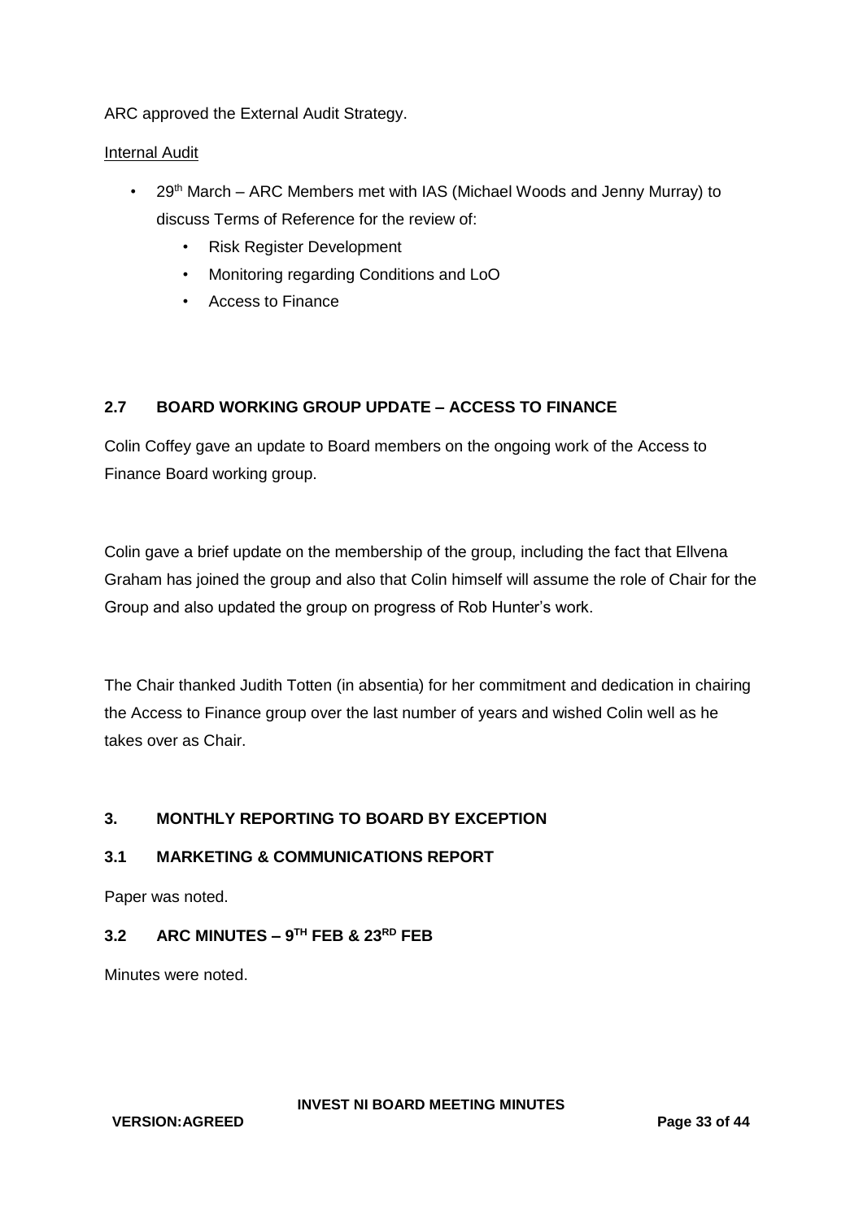ARC approved the External Audit Strategy.

Internal Audit

- 29th March – ARC Members met with IAS (Michael Woods and Jenny Murray) to discuss Terms of Reference for the review of:
  - Risk Register Development
  - Monitoring regarding Conditions and LoO
  - Access to Finance

### 2.7 BOARD WORKING GROUP UPDATE – ACCESS TO FINANCE

Colin Coffey gave an update to Board members on the ongoing work of the Access to Finance Board working group.

Colin gave a brief update on the membership of the group, including the fact that Ellvena Graham has joined the group and also that Colin himself will assume the role of Chair for the Group and also updated the group on progress of Rob Hunter's work.

The Chair thanked Judith Totten (in absentia) for her commitment and dedication in chairing the Access to Finance group over the last number of years and wished Colin well as he takes over as Chair.

## 3. MONTHLY REPORTING TO BOARD BY EXCEPTION

### 3.1 MARKETING & COMMUNICATIONS REPORT

Paper was noted.

### 3.2 ARC MINUTES – 9TH FEB & 23RD FEB

Minutes were noted.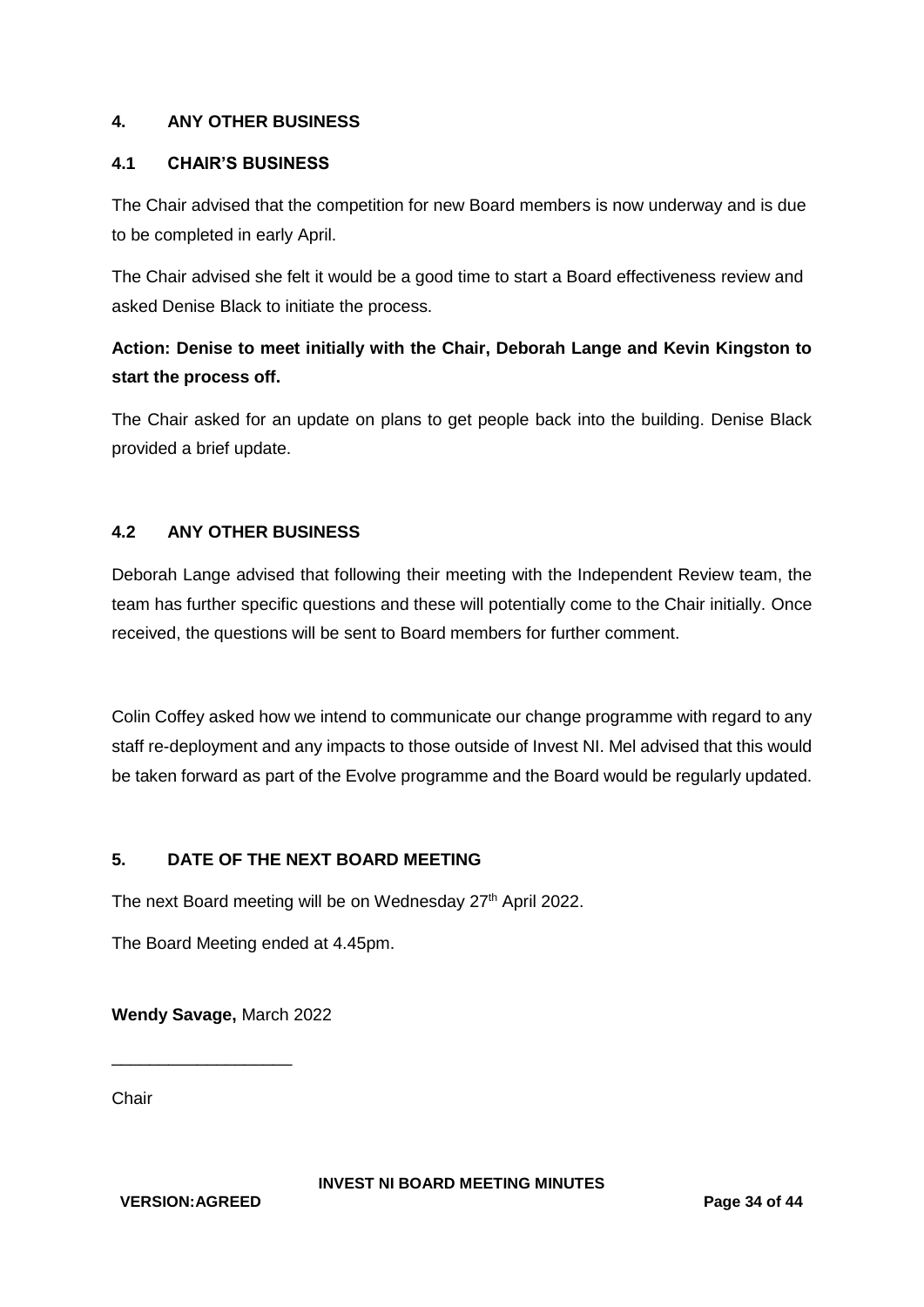## 4. ANY OTHER BUSINESS

### 4.1 CHAIR'S BUSINESS

The Chair advised that the competition for new Board members is now underway and is due to be completed in early April.

The Chair advised she felt it would be a good time to start a Board effectiveness review and asked Denise Black to initiate the process.

**Action: Denise to meet initially with the Chair, Deborah Lange and Kevin Kingston to start the process off.**

The Chair asked for an update on plans to get people back into the building. Denise Black provided a brief update.

### 4.2 ANY OTHER BUSINESS

Deborah Lange advised that following their meeting with the Independent Review team, the team has further specific questions and these will potentially come to the Chair initially. Once received, the questions will be sent to Board members for further comment.

Colin Coffey asked how we intend to communicate our change programme with regard to any staff re-deployment and any impacts to those outside of Invest NI. Mel advised that this would be taken forward as part of the Evolve programme and the Board would be regularly updated.

## 5. DATE OF THE NEXT BOARD MEETING

The next Board meeting will be on Wednesday 27th April 2022.

The Board Meeting ended at 4.45pm.

**Wendy Savage,** March 2022

\_\_\_\_\_\_\_\_\_\_\_\_\_\_\_\_\_\_\_

Chair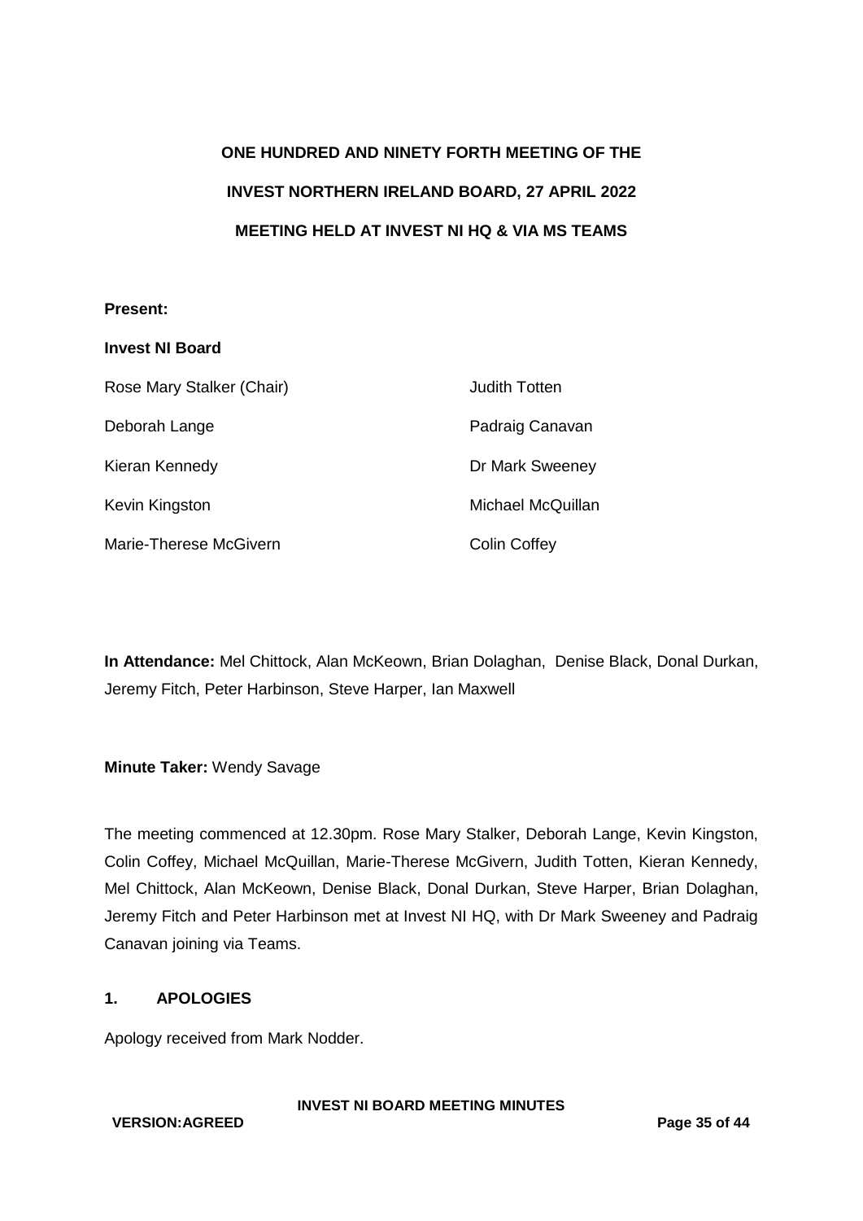**ONE HUNDRED AND NINETY FORTH MEETING OF THE**

**INVEST NORTHERN IRELAND BOARD, 27 APRIL 2022**

**MEETING HELD AT INVEST NI HQ & VIA MS TEAMS**

**Present:**

**Invest NI Board**

| | |
|---|---|
| Rose Mary Stalker (Chair) | Judith Totten |
| Deborah Lange | Padraig Canavan |
| Kieran Kennedy | Dr Mark Sweeney |
| Kevin Kingston | Michael McQuillan |
| Marie-Therese McGivern | Colin Coffey |

**In Attendance:** Mel Chittock, Alan McKeown, Brian Dolaghan, Denise Black, Donal Durkan, Jeremy Fitch, Peter Harbinson, Steve Harper, Ian Maxwell

**Minute Taker:** Wendy Savage

The meeting commenced at 12.30pm. Rose Mary Stalker, Deborah Lange, Kevin Kingston, Colin Coffey, Michael McQuillan, Marie-Therese McGivern, Judith Totten, Kieran Kennedy, Mel Chittock, Alan McKeown, Denise Black, Donal Durkan, Steve Harper, Brian Dolaghan, Jeremy Fitch and Peter Harbinson met at Invest NI HQ, with Dr Mark Sweeney and Padraig Canavan joining via Teams.

## 1. APOLOGIES

Apology received from Mark Nodder.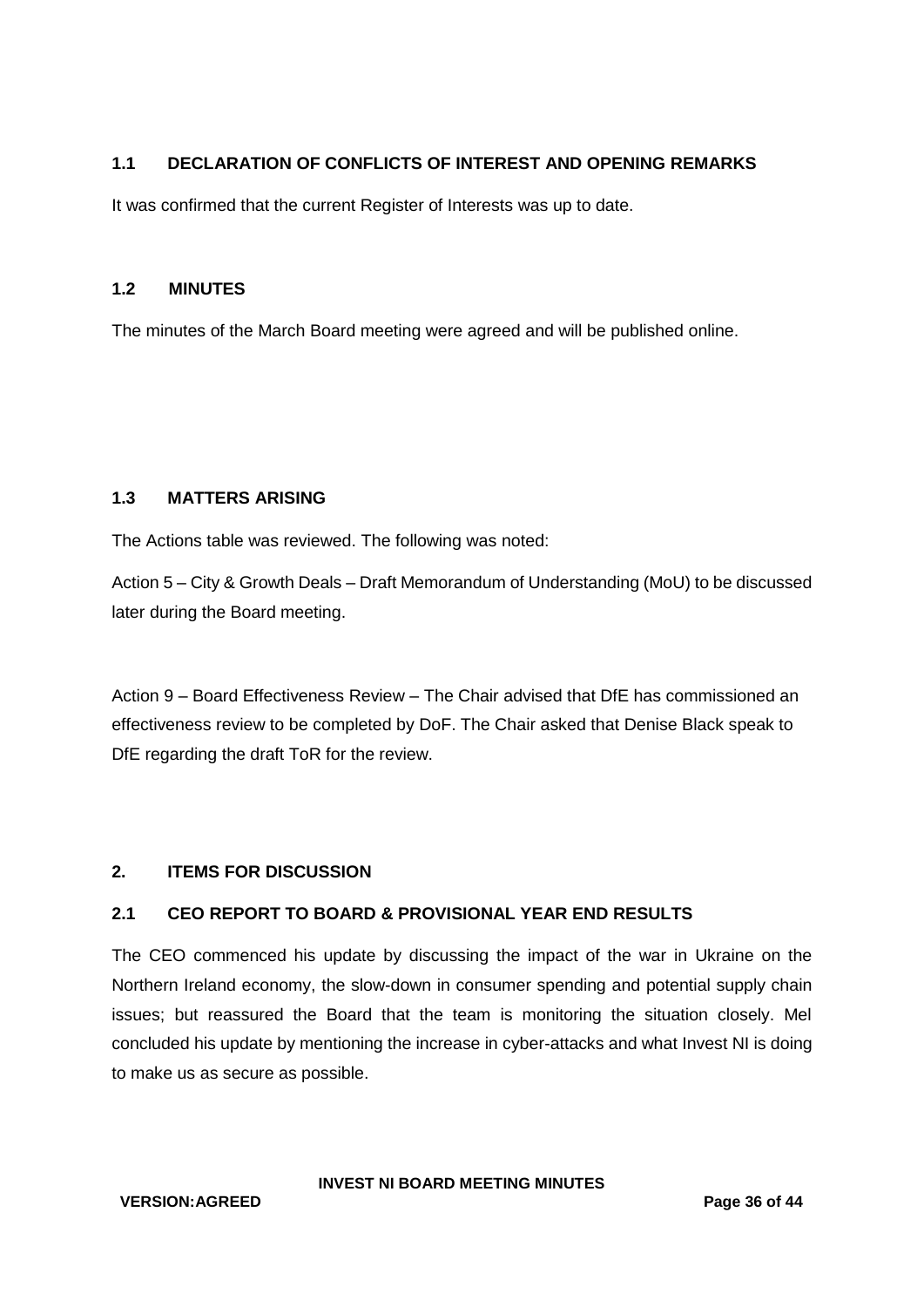## 1.1 DECLARATION OF CONFLICTS OF INTEREST AND OPENING REMARKS

It was confirmed that the current Register of Interests was up to date.

## 1.2 MINUTES

The minutes of the March Board meeting were agreed and will be published online.

## 1.3 MATTERS ARISING

The Actions table was reviewed. The following was noted:

Action 5 – City & Growth Deals – Draft Memorandum of Understanding (MoU) to be discussed later during the Board meeting.

Action 9 – Board Effectiveness Review – The Chair advised that DfE has commissioned an effectiveness review to be completed by DoF. The Chair asked that Denise Black speak to DfE regarding the draft ToR for the review.

# 2. ITEMS FOR DISCUSSION

## 2.1 CEO REPORT TO BOARD & PROVISIONAL YEAR END RESULTS

The CEO commenced his update by discussing the impact of the war in Ukraine on the Northern Ireland economy, the slow-down in consumer spending and potential supply chain issues; but reassured the Board that the team is monitoring the situation closely. Mel concluded his update by mentioning the increase in cyber-attacks and what Invest NI is doing to make us as secure as possible.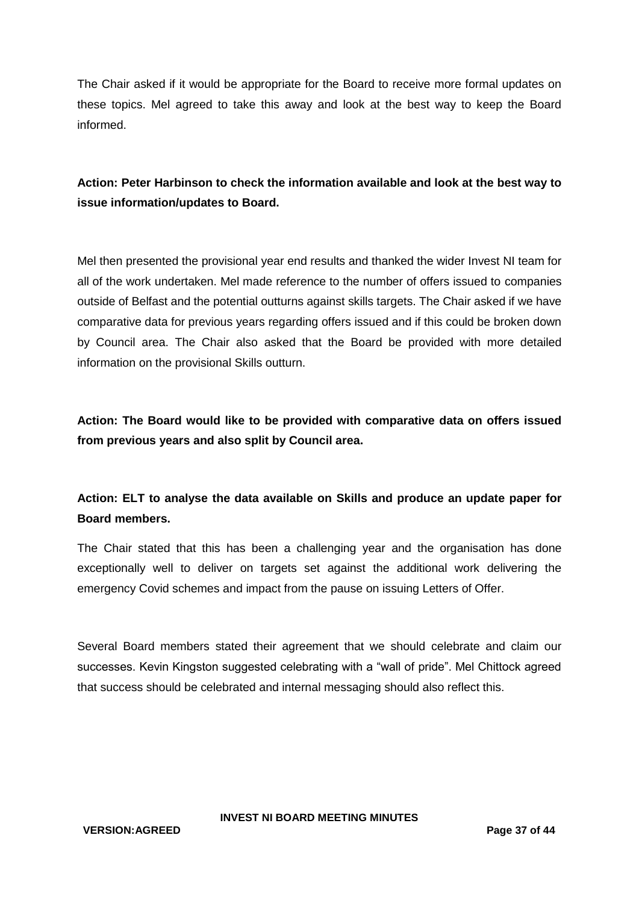The Chair asked if it would be appropriate for the Board to receive more formal updates on these topics. Mel agreed to take this away and look at the best way to keep the Board informed.

**Action: Peter Harbinson to check the information available and look at the best way to issue information/updates to Board.**

Mel then presented the provisional year end results and thanked the wider Invest NI team for all of the work undertaken. Mel made reference to the number of offers issued to companies outside of Belfast and the potential outturns against skills targets. The Chair asked if we have comparative data for previous years regarding offers issued and if this could be broken down by Council area. The Chair also asked that the Board be provided with more detailed information on the provisional Skills outturn.

**Action: The Board would like to be provided with comparative data on offers issued from previous years and also split by Council area.**

**Action: ELT to analyse the data available on Skills and produce an update paper for Board members.**

The Chair stated that this has been a challenging year and the organisation has done exceptionally well to deliver on targets set against the additional work delivering the emergency Covid schemes and impact from the pause on issuing Letters of Offer.

Several Board members stated their agreement that we should celebrate and claim our successes. Kevin Kingston suggested celebrating with a "wall of pride". Mel Chittock agreed that success should be celebrated and internal messaging should also reflect this.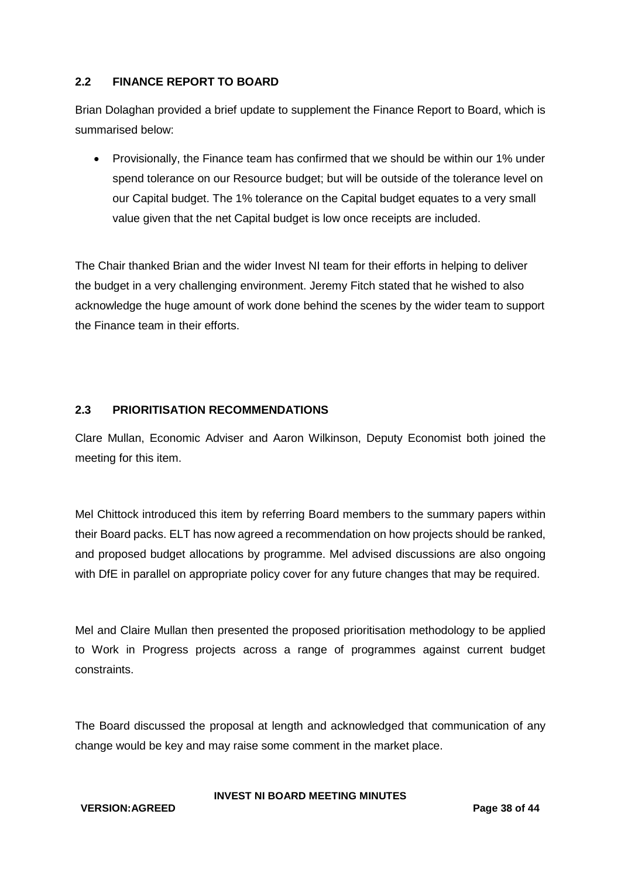### 2.2 FINANCE REPORT TO BOARD

Brian Dolaghan provided a brief update to supplement the Finance Report to Board, which is summarised below:

- Provisionally, the Finance team has confirmed that we should be within our 1% under spend tolerance on our Resource budget; but will be outside of the tolerance level on our Capital budget. The 1% tolerance on the Capital budget equates to a very small value given that the net Capital budget is low once receipts are included.

The Chair thanked Brian and the wider Invest NI team for their efforts in helping to deliver the budget in a very challenging environment. Jeremy Fitch stated that he wished to also acknowledge the huge amount of work done behind the scenes by the wider team to support the Finance team in their efforts.

### 2.3 PRIORITISATION RECOMMENDATIONS

Clare Mullan, Economic Adviser and Aaron Wilkinson, Deputy Economist both joined the meeting for this item.

Mel Chittock introduced this item by referring Board members to the summary papers within their Board packs. ELT has now agreed a recommendation on how projects should be ranked, and proposed budget allocations by programme. Mel advised discussions are also ongoing with DfE in parallel on appropriate policy cover for any future changes that may be required.

Mel and Claire Mullan then presented the proposed prioritisation methodology to be applied to Work in Progress projects across a range of programmes against current budget constraints.

The Board discussed the proposal at length and acknowledged that communication of any change would be key and may raise some comment in the market place.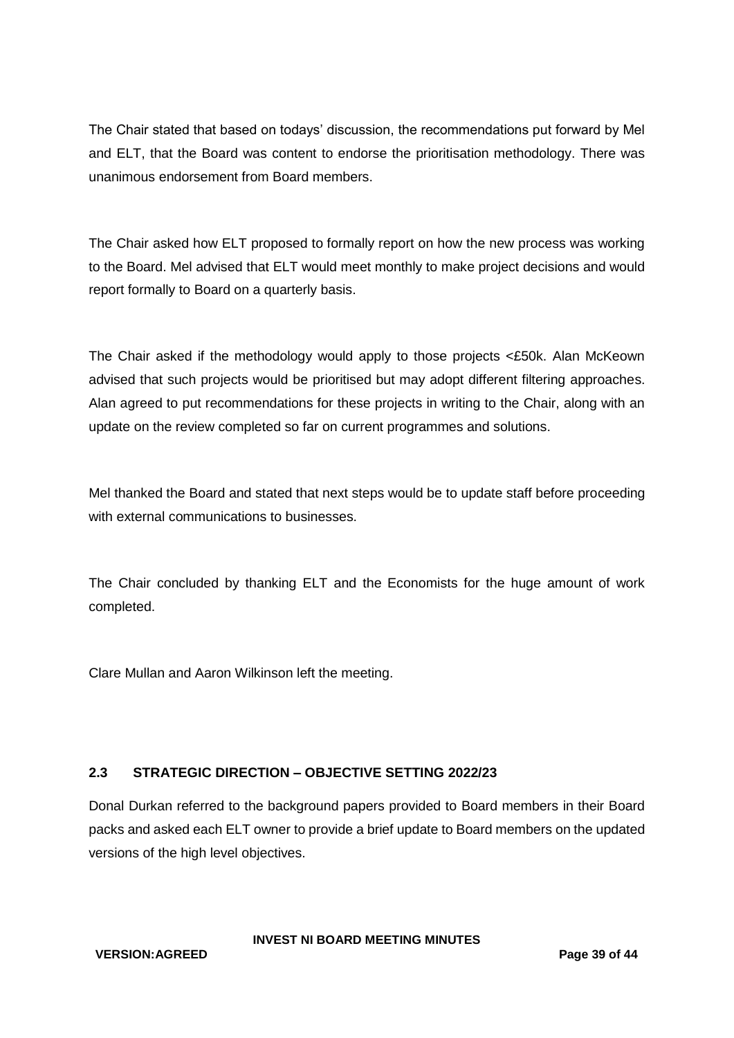The Chair stated that based on todays' discussion, the recommendations put forward by Mel and ELT, that the Board was content to endorse the prioritisation methodology. There was unanimous endorsement from Board members.

The Chair asked how ELT proposed to formally report on how the new process was working to the Board. Mel advised that ELT would meet monthly to make project decisions and would report formally to Board on a quarterly basis.

The Chair asked if the methodology would apply to those projects <£50k. Alan McKeown advised that such projects would be prioritised but may adopt different filtering approaches. Alan agreed to put recommendations for these projects in writing to the Chair, along with an update on the review completed so far on current programmes and solutions.

Mel thanked the Board and stated that next steps would be to update staff before proceeding with external communications to businesses.

The Chair concluded by thanking ELT and the Economists for the huge amount of work completed.

Clare Mullan and Aaron Wilkinson left the meeting.

## 2.3 STRATEGIC DIRECTION – OBJECTIVE SETTING 2022/23

Donal Durkan referred to the background papers provided to Board members in their Board packs and asked each ELT owner to provide a brief update to Board members on the updated versions of the high level objectives.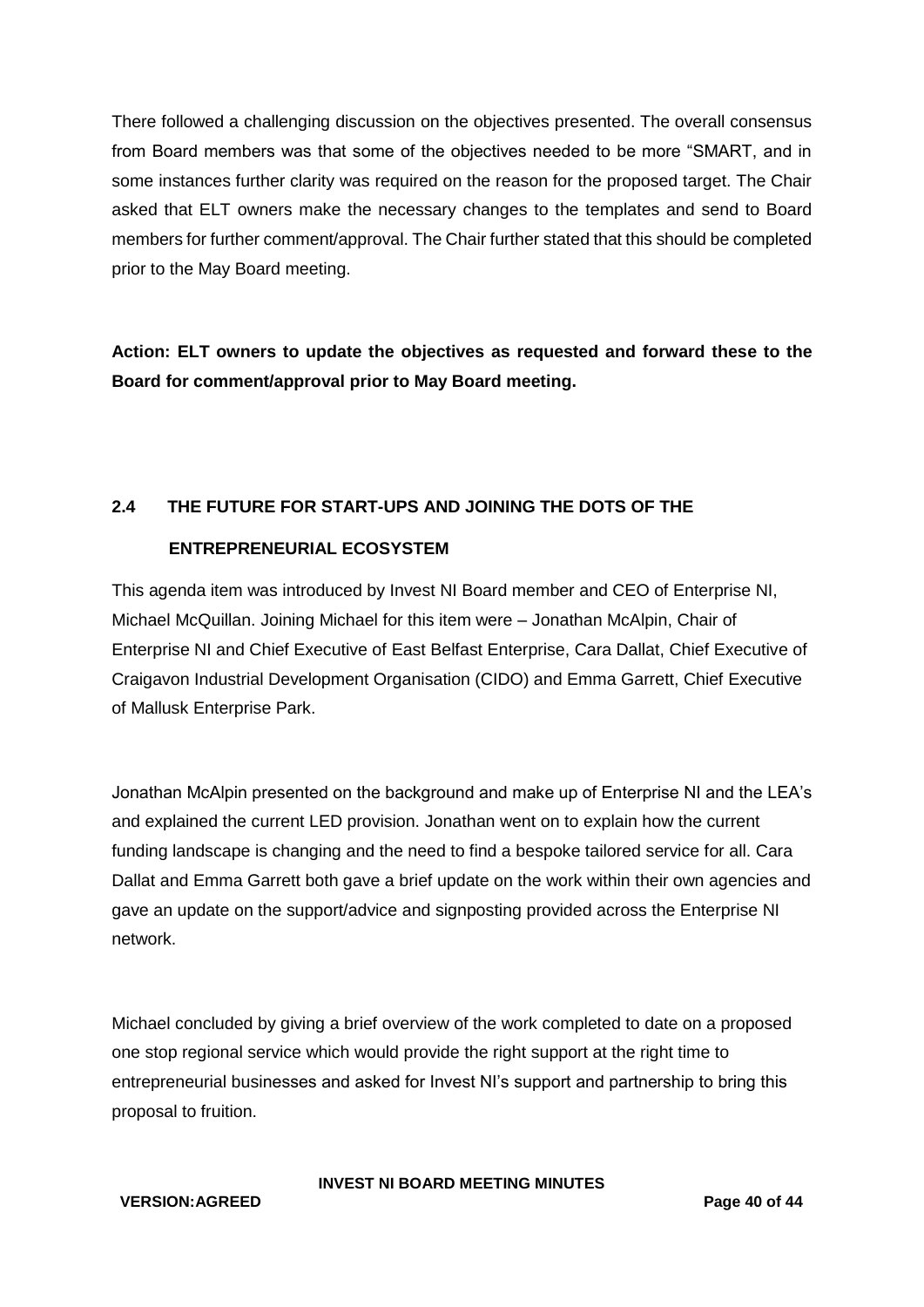There followed a challenging discussion on the objectives presented. The overall consensus from Board members was that some of the objectives needed to be more "SMART, and in some instances further clarity was required on the reason for the proposed target. The Chair asked that ELT owners make the necessary changes to the templates and send to Board members for further comment/approval. The Chair further stated that this should be completed prior to the May Board meeting.

**Action: ELT owners to update the objectives as requested and forward these to the Board for comment/approval prior to May Board meeting.**

## 2.4 THE FUTURE FOR START-UPS AND JOINING THE DOTS OF THE ENTREPRENEURIAL ECOSYSTEM

This agenda item was introduced by Invest NI Board member and CEO of Enterprise NI, Michael McQuillan. Joining Michael for this item were – Jonathan McAlpin, Chair of Enterprise NI and Chief Executive of East Belfast Enterprise, Cara Dallat, Chief Executive of Craigavon Industrial Development Organisation (CIDO) and Emma Garrett, Chief Executive of Mallusk Enterprise Park.

Jonathan McAlpin presented on the background and make up of Enterprise NI and the LEA's and explained the current LED provision. Jonathan went on to explain how the current funding landscape is changing and the need to find a bespoke tailored service for all. Cara Dallat and Emma Garrett both gave a brief update on the work within their own agencies and gave an update on the support/advice and signposting provided across the Enterprise NI network.

Michael concluded by giving a brief overview of the work completed to date on a proposed one stop regional service which would provide the right support at the right time to entrepreneurial businesses and asked for Invest NI's support and partnership to bring this proposal to fruition.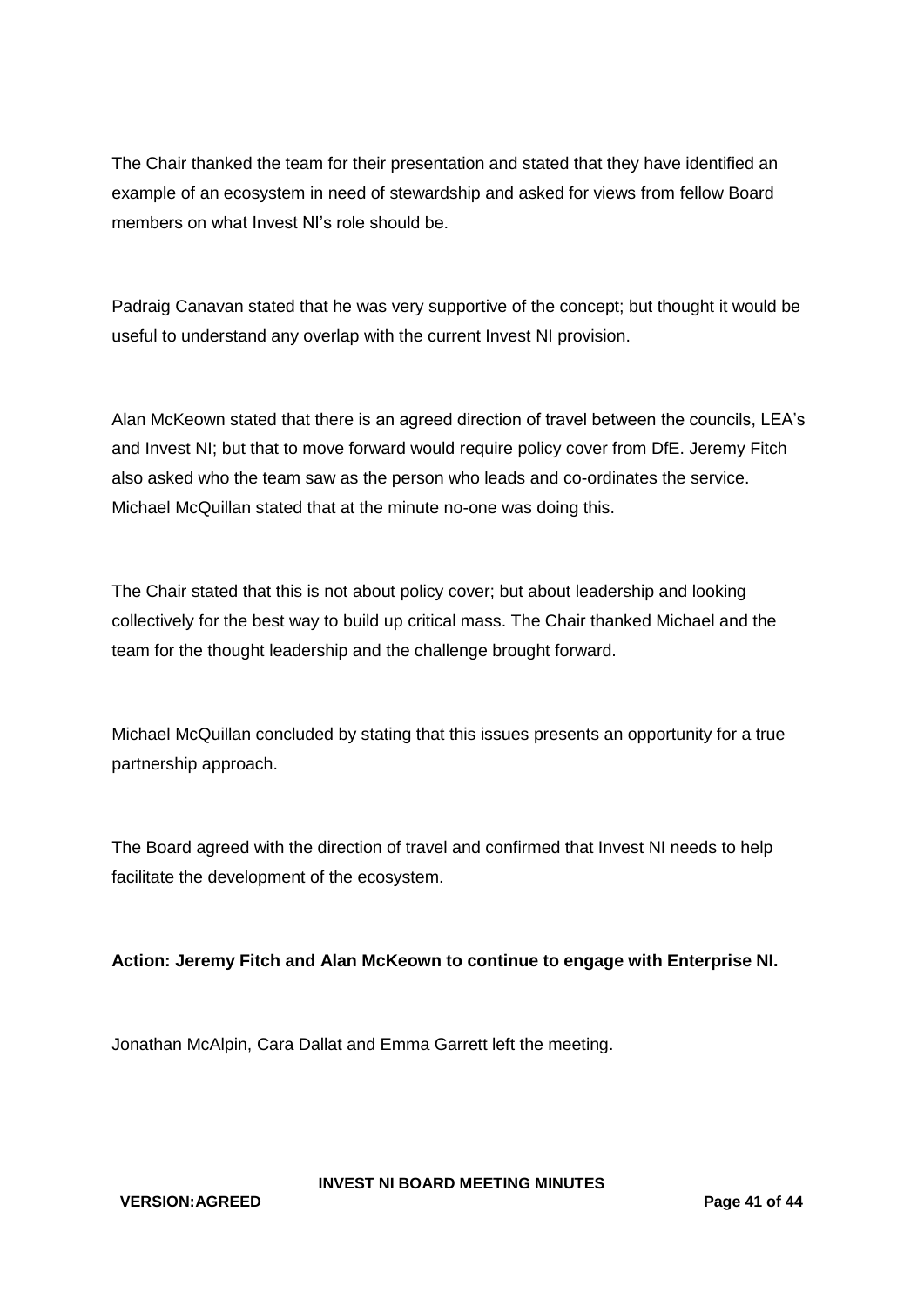The Chair thanked the team for their presentation and stated that they have identified an example of an ecosystem in need of stewardship and asked for views from fellow Board members on what Invest NI's role should be.

Padraig Canavan stated that he was very supportive of the concept; but thought it would be useful to understand any overlap with the current Invest NI provision.

Alan McKeown stated that there is an agreed direction of travel between the councils, LEA's and Invest NI; but that to move forward would require policy cover from DfE. Jeremy Fitch also asked who the team saw as the person who leads and co-ordinates the service. Michael McQuillan stated that at the minute no-one was doing this.

The Chair stated that this is not about policy cover; but about leadership and looking collectively for the best way to build up critical mass. The Chair thanked Michael and the team for the thought leadership and the challenge brought forward.

Michael McQuillan concluded by stating that this issues presents an opportunity for a true partnership approach.

The Board agreed with the direction of travel and confirmed that Invest NI needs to help facilitate the development of the ecosystem.

**Action: Jeremy Fitch and Alan McKeown to continue to engage with Enterprise NI.**

Jonathan McAlpin, Cara Dallat and Emma Garrett left the meeting.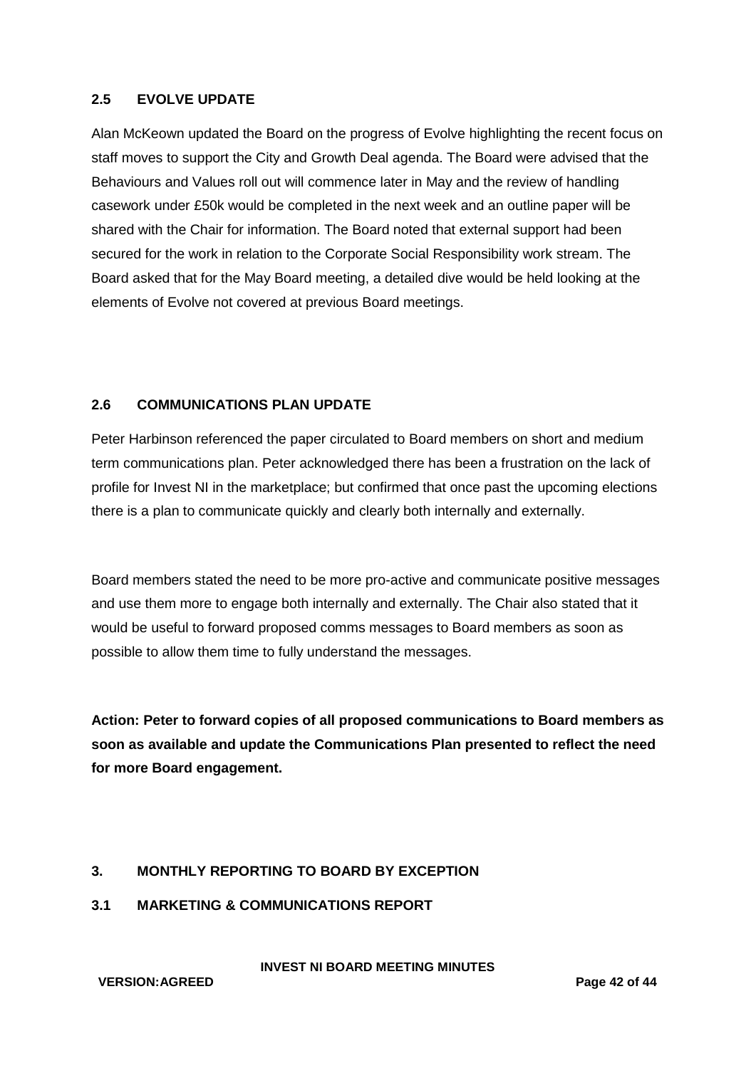### 2.5 EVOLVE UPDATE

Alan McKeown updated the Board on the progress of Evolve highlighting the recent focus on staff moves to support the City and Growth Deal agenda. The Board were advised that the Behaviours and Values roll out will commence later in May and the review of handling casework under £50k would be completed in the next week and an outline paper will be shared with the Chair for information. The Board noted that external support had been secured for the work in relation to the Corporate Social Responsibility work stream. The Board asked that for the May Board meeting, a detailed dive would be held looking at the elements of Evolve not covered at previous Board meetings.

### 2.6 COMMUNICATIONS PLAN UPDATE

Peter Harbinson referenced the paper circulated to Board members on short and medium term communications plan. Peter acknowledged there has been a frustration on the lack of profile for Invest NI in the marketplace; but confirmed that once past the upcoming elections there is a plan to communicate quickly and clearly both internally and externally.

Board members stated the need to be more pro-active and communicate positive messages and use them more to engage both internally and externally. The Chair also stated that it would be useful to forward proposed comms messages to Board members as soon as possible to allow them time to fully understand the messages.

**Action: Peter to forward copies of all proposed communications to Board members as soon as available and update the Communications Plan presented to reflect the need for more Board engagement.**

## 3. MONTHLY REPORTING TO BOARD BY EXCEPTION

### 3.1 MARKETING & COMMUNICATIONS REPORT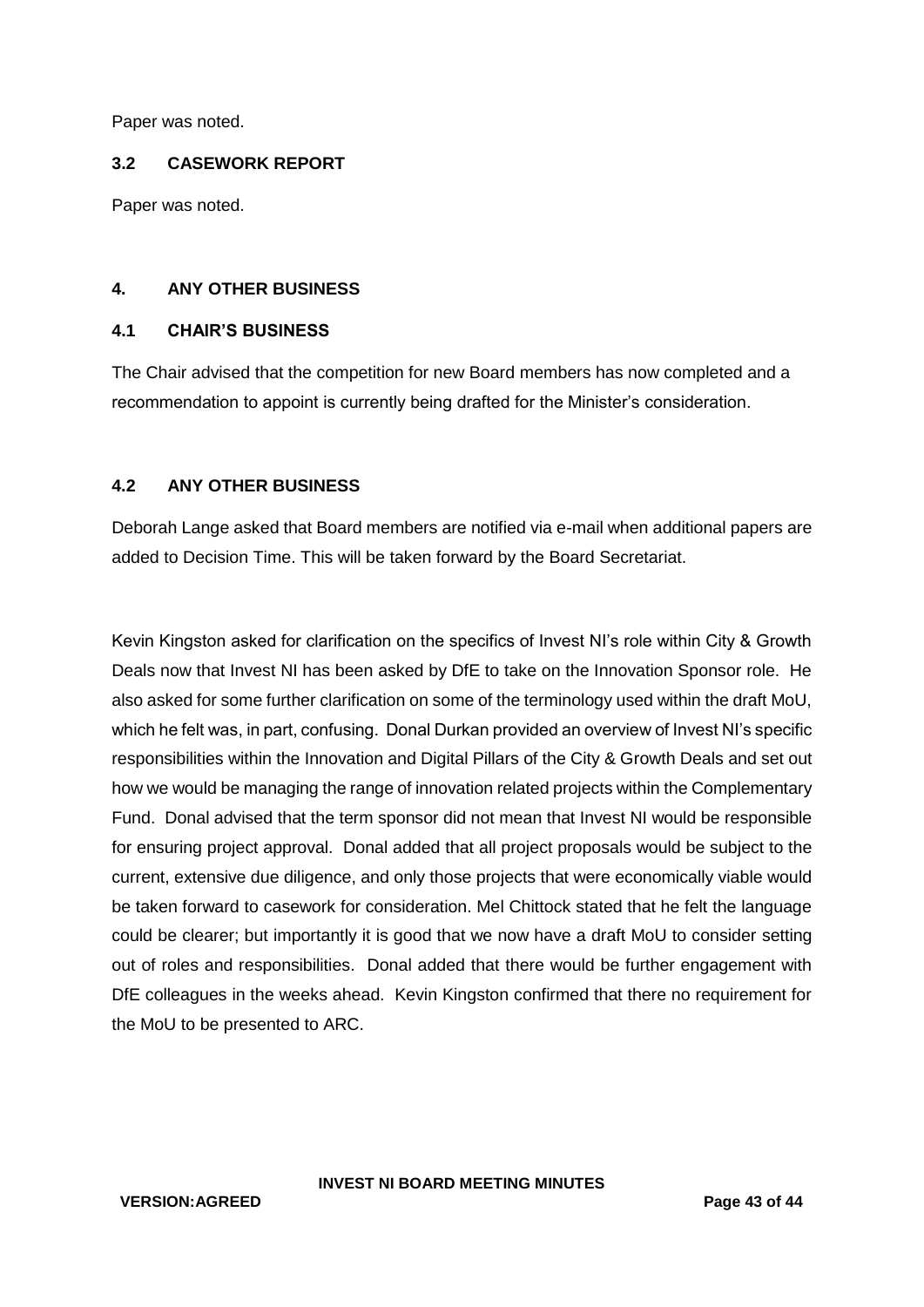Paper was noted.

### 3.2 CASEWORK REPORT

Paper was noted.

## 4. ANY OTHER BUSINESS

### 4.1 CHAIR'S BUSINESS

The Chair advised that the competition for new Board members has now completed and a recommendation to appoint is currently being drafted for the Minister's consideration.

### 4.2 ANY OTHER BUSINESS

Deborah Lange asked that Board members are notified via e-mail when additional papers are added to Decision Time. This will be taken forward by the Board Secretariat.

Kevin Kingston asked for clarification on the specifics of Invest NI's role within City & Growth Deals now that Invest NI has been asked by DfE to take on the Innovation Sponsor role. He also asked for some further clarification on some of the terminology used within the draft MoU, which he felt was, in part, confusing. Donal Durkan provided an overview of Invest NI's specific responsibilities within the Innovation and Digital Pillars of the City & Growth Deals and set out how we would be managing the range of innovation related projects within the Complementary Fund. Donal advised that the term sponsor did not mean that Invest NI would be responsible for ensuring project approval. Donal added that all project proposals would be subject to the current, extensive due diligence, and only those projects that were economically viable would be taken forward to casework for consideration. Mel Chittock stated that he felt the language could be clearer; but importantly it is good that we now have a draft MoU to consider setting out of roles and responsibilities. Donal added that there would be further engagement with DfE colleagues in the weeks ahead. Kevin Kingston confirmed that there no requirement for the MoU to be presented to ARC.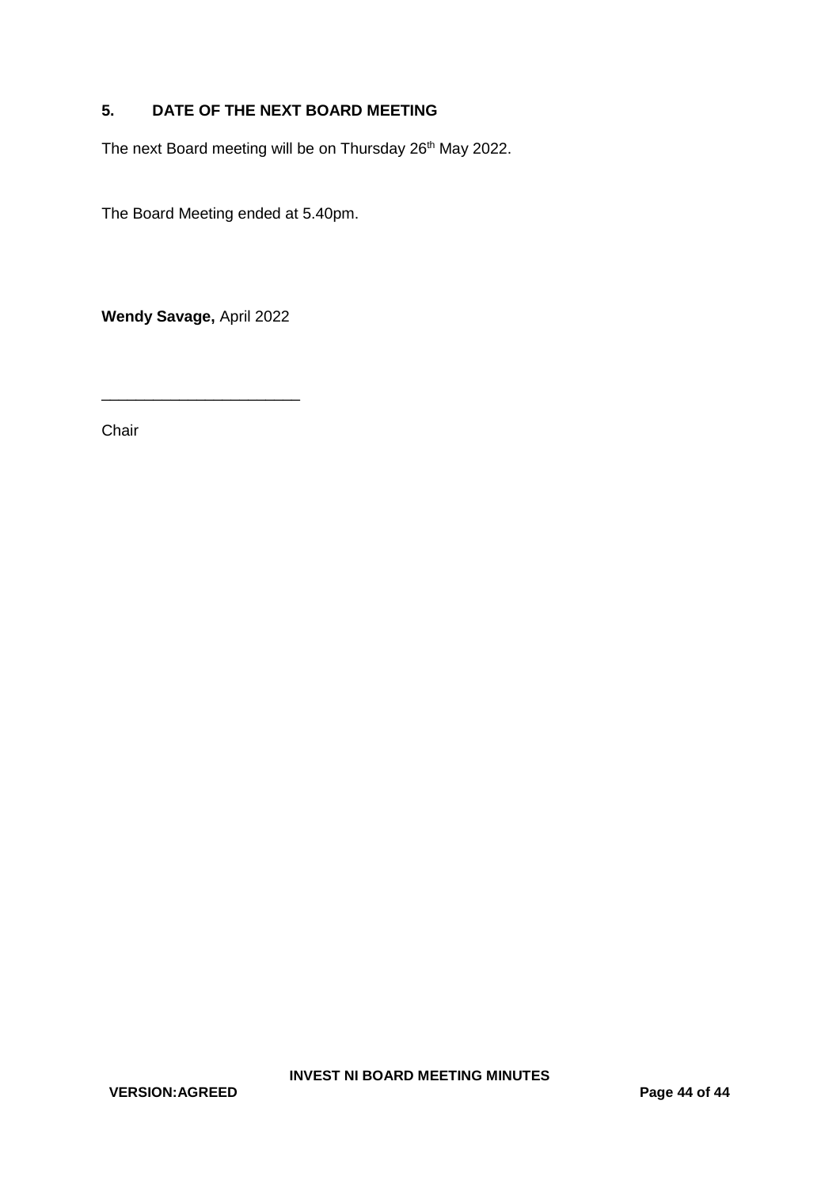## 5. DATE OF THE NEXT BOARD MEETING

The next Board meeting will be on Thursday 26th May 2022.

The Board Meeting ended at 5.40pm.

**Wendy Savage,** April 2022

_______________________

Chair